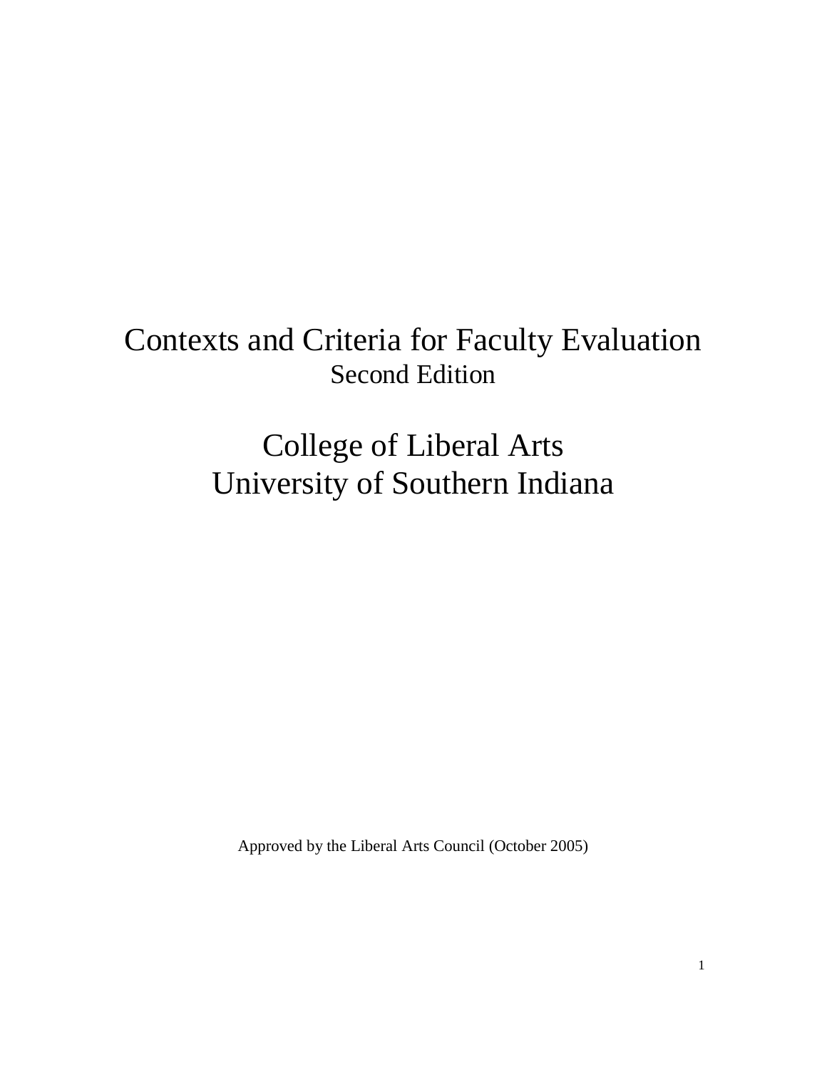# Contexts and Criteria for Faculty Evaluation

## Second Edition

# College of Liberal Arts
# University of Southern Indiana

Approved by the Liberal Arts Council (October 2005)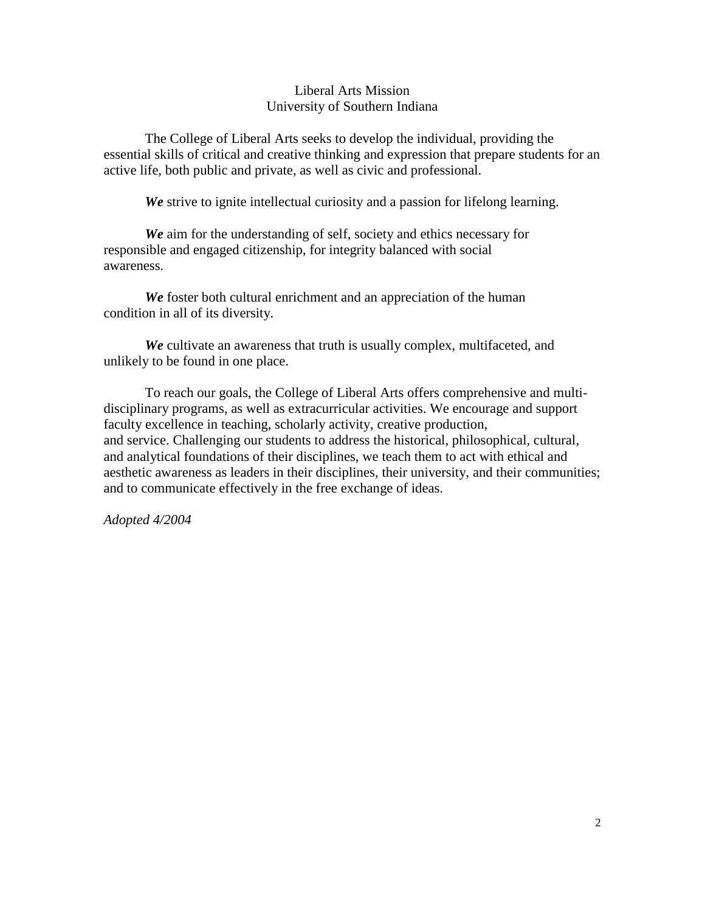# Liberal Arts Mission
## University of Southern Indiana

The College of Liberal Arts seeks to develop the individual, providing the essential skills of critical and creative thinking and expression that prepare students for an active life, both public and private, as well as civic and professional.

***We*** strive to ignite intellectual curiosity and a passion for lifelong learning.

***We*** aim for the understanding of self, society and ethics necessary for responsible and engaged citizenship, for integrity balanced with social awareness.

***We*** foster both cultural enrichment and an appreciation of the human condition in all of its diversity.

***We*** cultivate an awareness that truth is usually complex, multifaceted, and unlikely to be found in one place.

To reach our goals, the College of Liberal Arts offers comprehensive and multi-disciplinary programs, as well as extracurricular activities. We encourage and support faculty excellence in teaching, scholarly activity, creative production, and service. Challenging our students to address the historical, philosophical, cultural, and analytical foundations of their disciplines, we teach them to act with ethical and aesthetic awareness as leaders in their disciplines, their university, and their communities; and to communicate effectively in the free exchange of ideas.

*Adopted 4/2004*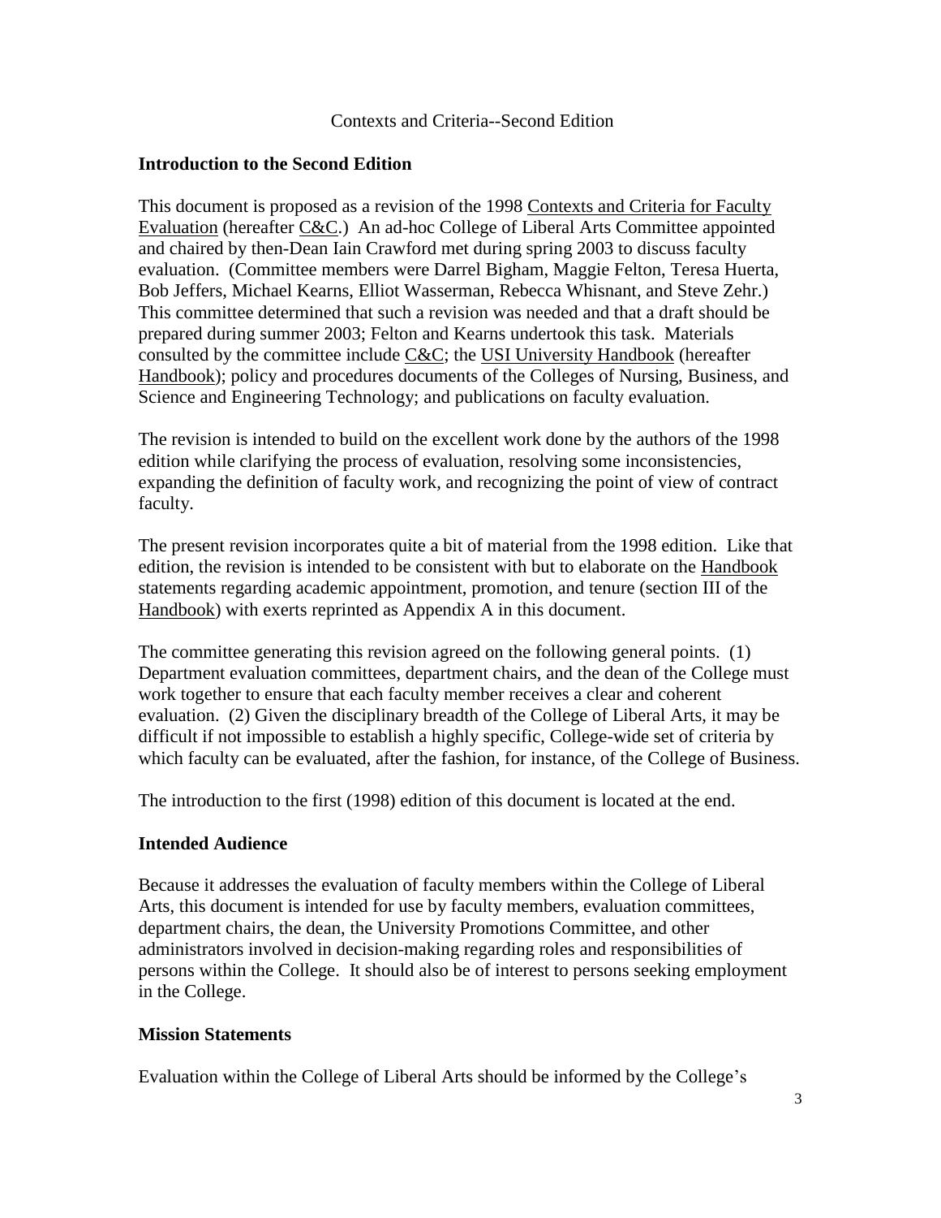Contexts and Criteria--Second Edition

## Introduction to the Second Edition

This document is proposed as a revision of the 1998 Contexts and Criteria for Faculty Evaluation (hereafter C&C.) An ad-hoc College of Liberal Arts Committee appointed and chaired by then-Dean Iain Crawford met during spring 2003 to discuss faculty evaluation. (Committee members were Darrel Bigham, Maggie Felton, Teresa Huerta, Bob Jeffers, Michael Kearns, Elliot Wasserman, Rebecca Whisnant, and Steve Zehr.) This committee determined that such a revision was needed and that a draft should be prepared during summer 2003; Felton and Kearns undertook this task. Materials consulted by the committee include C&C; the USI University Handbook (hereafter Handbook); policy and procedures documents of the Colleges of Nursing, Business, and Science and Engineering Technology; and publications on faculty evaluation.

The revision is intended to build on the excellent work done by the authors of the 1998 edition while clarifying the process of evaluation, resolving some inconsistencies, expanding the definition of faculty work, and recognizing the point of view of contract faculty.

The present revision incorporates quite a bit of material from the 1998 edition. Like that edition, the revision is intended to be consistent with but to elaborate on the Handbook statements regarding academic appointment, promotion, and tenure (section III of the Handbook) with exerts reprinted as Appendix A in this document.

The committee generating this revision agreed on the following general points. (1) Department evaluation committees, department chairs, and the dean of the College must work together to ensure that each faculty member receives a clear and coherent evaluation. (2) Given the disciplinary breadth of the College of Liberal Arts, it may be difficult if not impossible to establish a highly specific, College-wide set of criteria by which faculty can be evaluated, after the fashion, for instance, of the College of Business.

The introduction to the first (1998) edition of this document is located at the end.

## Intended Audience

Because it addresses the evaluation of faculty members within the College of Liberal Arts, this document is intended for use by faculty members, evaluation committees, department chairs, the dean, the University Promotions Committee, and other administrators involved in decision-making regarding roles and responsibilities of persons within the College. It should also be of interest to persons seeking employment in the College.

## Mission Statements

Evaluation within the College of Liberal Arts should be informed by the College's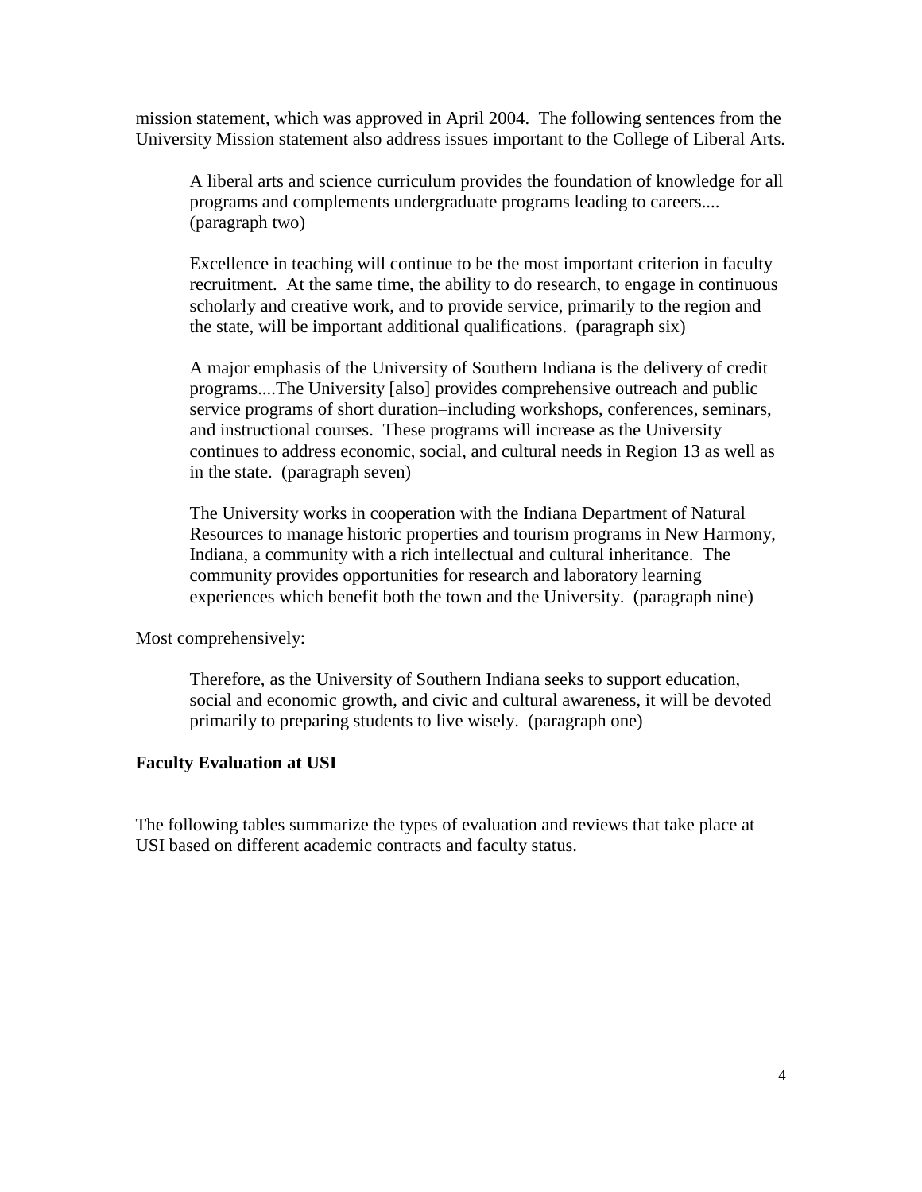mission statement, which was approved in April 2004. The following sentences from the University Mission statement also address issues important to the College of Liberal Arts.

> A liberal arts and science curriculum provides the foundation of knowledge for all programs and complements undergraduate programs leading to careers.... (paragraph two)
>
> Excellence in teaching will continue to be the most important criterion in faculty recruitment. At the same time, the ability to do research, to engage in continuous scholarly and creative work, and to provide service, primarily to the region and the state, will be important additional qualifications. (paragraph six)
>
> A major emphasis of the University of Southern Indiana is the delivery of credit programs....The University [also] provides comprehensive outreach and public service programs of short duration–including workshops, conferences, seminars, and instructional courses. These programs will increase as the University continues to address economic, social, and cultural needs in Region 13 as well as in the state. (paragraph seven)
>
> The University works in cooperation with the Indiana Department of Natural Resources to manage historic properties and tourism programs in New Harmony, Indiana, a community with a rich intellectual and cultural inheritance. The community provides opportunities for research and laboratory learning experiences which benefit both the town and the University. (paragraph nine)

Most comprehensively:

> Therefore, as the University of Southern Indiana seeks to support education, social and economic growth, and civic and cultural awareness, it will be devoted primarily to preparing students to live wisely. (paragraph one)

**Faculty Evaluation at USI**

The following tables summarize the types of evaluation and reviews that take place at USI based on different academic contracts and faculty status.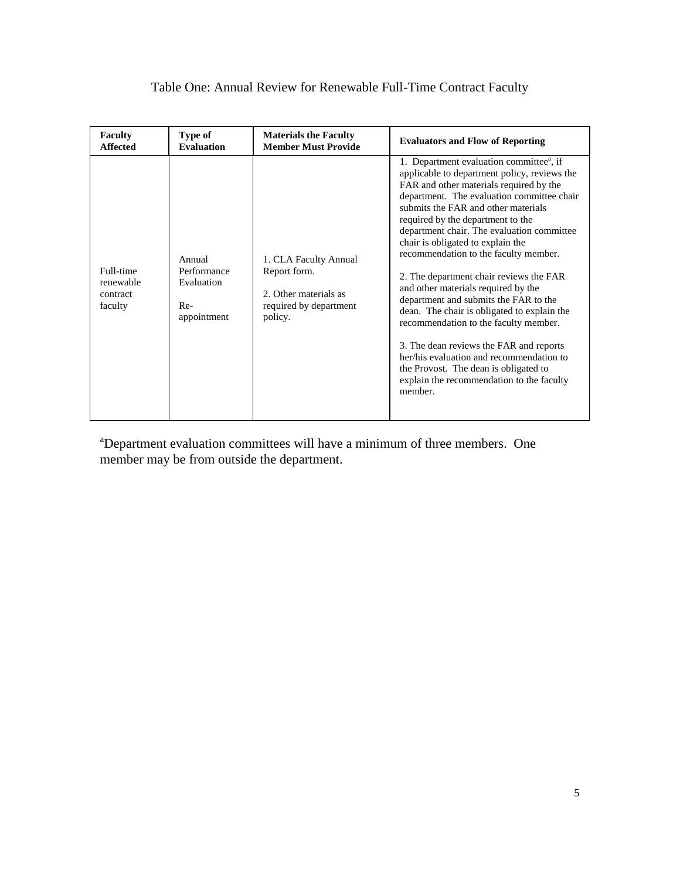Table One: Annual Review for Renewable Full-Time Contract Faculty

| **Faculty Affected** | **Type of Evaluation** | **Materials the Faculty Member Must Provide** | **Evaluators and Flow of Reporting** |
|---|---|---|---|
| Full-time renewable contract faculty | Annual Performance Evaluation<br><br>Re-appointment | 1. CLA Faculty Annual Report form.<br><br>2. Other materials as required by department policy. | 1. Department evaluation committee[a], if applicable to department policy, reviews the FAR and other materials required by the department. The evaluation committee chair submits the FAR and other materials required by the department to the department chair. The evaluation committee chair is obligated to explain the recommendation to the faculty member.<br><br>2. The department chair reviews the FAR and other materials required by the department and submits the FAR to the dean. The chair is obligated to explain the recommendation to the faculty member.<br><br>3. The dean reviews the FAR and reports her/his evaluation and recommendation to the Provost. The dean is obligated to explain the recommendation to the faculty member. |

[a]Department evaluation committees will have a minimum of three members. One member may be from outside the department.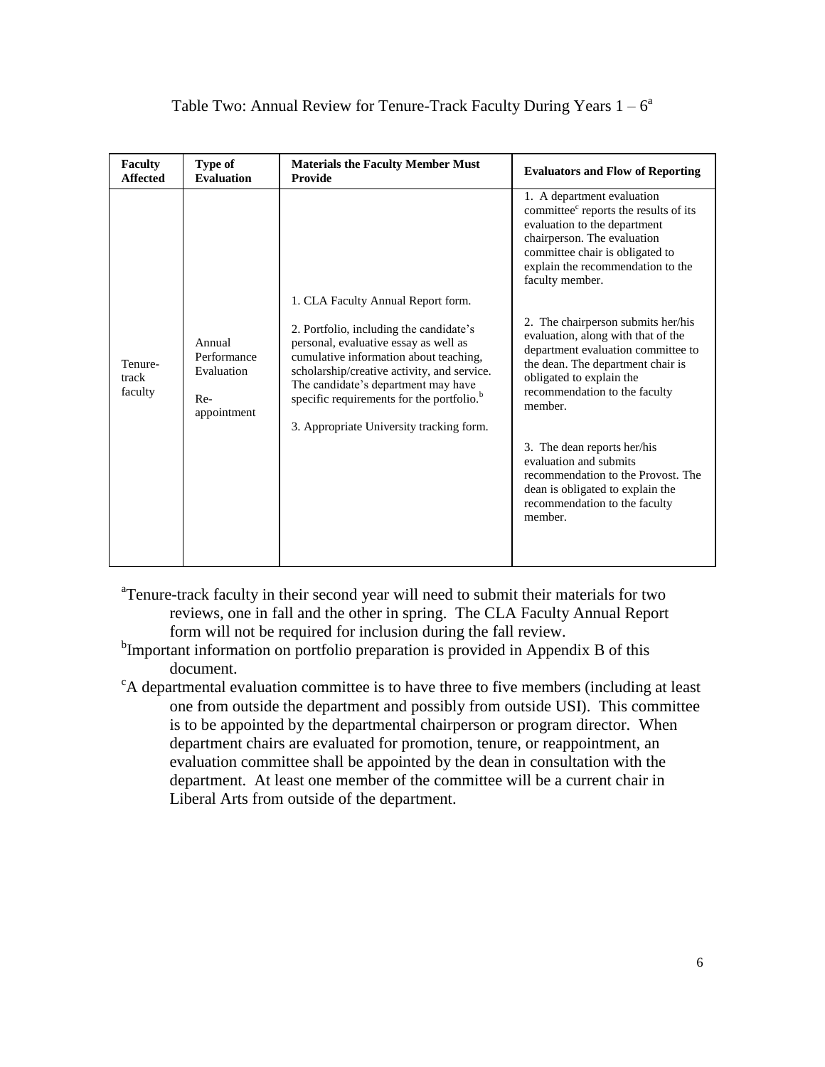Table Two: Annual Review for Tenure-Track Faculty During Years 1 – 6[a]

| Faculty Affected | Type of Evaluation | Materials the Faculty Member Must Provide | Evaluators and Flow of Reporting |
|---|---|---|---|
| Tenure-track faculty | Annual Performance Evaluation<br><br>Re-appointment | 1. CLA Faculty Annual Report form.<br><br>2. Portfolio, including the candidate's personal, evaluative essay as well as cumulative information about teaching, scholarship/creative activity, and service. The candidate's department may have specific requirements for the portfolio.[b]<br><br>3. Appropriate University tracking form. | 1. A department evaluation committee[c] reports the results of its evaluation to the department chairperson. The evaluation committee chair is obligated to explain the recommendation to the faculty member.<br><br>2. The chairperson submits her/his evaluation, along with that of the department evaluation committee to the dean. The department chair is obligated to explain the recommendation to the faculty member.<br><br>3. The dean reports her/his evaluation and submits recommendation to the Provost. The dean is obligated to explain the recommendation to the faculty member. |

[a]Tenure-track faculty in their second year will need to submit their materials for two reviews, one in fall and the other in spring. The CLA Faculty Annual Report form will not be required for inclusion during the fall review.

[b]Important information on portfolio preparation is provided in Appendix B of this document.

[c]A departmental evaluation committee is to have three to five members (including at least one from outside the department and possibly from outside USI). This committee is to be appointed by the departmental chairperson or program director. When department chairs are evaluated for promotion, tenure, or reappointment, an evaluation committee shall be appointed by the dean in consultation with the department. At least one member of the committee will be a current chair in Liberal Arts from outside of the department.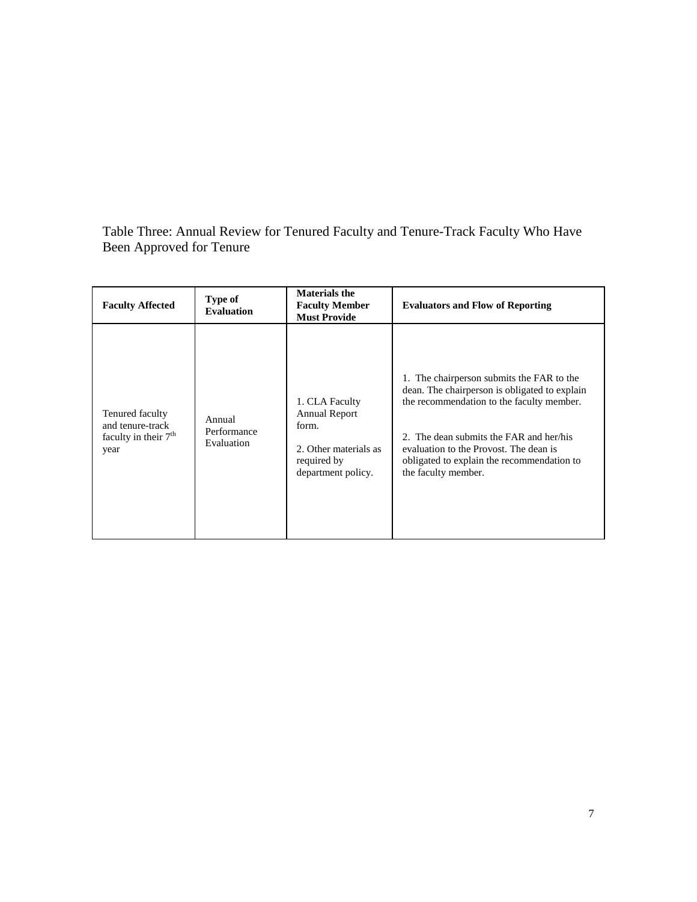Table Three: Annual Review for Tenured Faculty and Tenure-Track Faculty Who Have Been Approved for Tenure

| **Faculty Affected** | **Type of Evaluation** | **Materials the Faculty Member Must Provide** | **Evaluators and Flow of Reporting** |
|---|---|---|---|
| Tenured faculty and tenure-track faculty in their 7th year | Annual Performance Evaluation | 1. CLA Faculty Annual Report form.<br><br>2. Other materials as required by department policy. | 1. The chairperson submits the FAR to the dean. The chairperson is obligated to explain the recommendation to the faculty member.<br><br>2. The dean submits the FAR and her/his evaluation to the Provost. The dean is obligated to explain the recommendation to the faculty member. |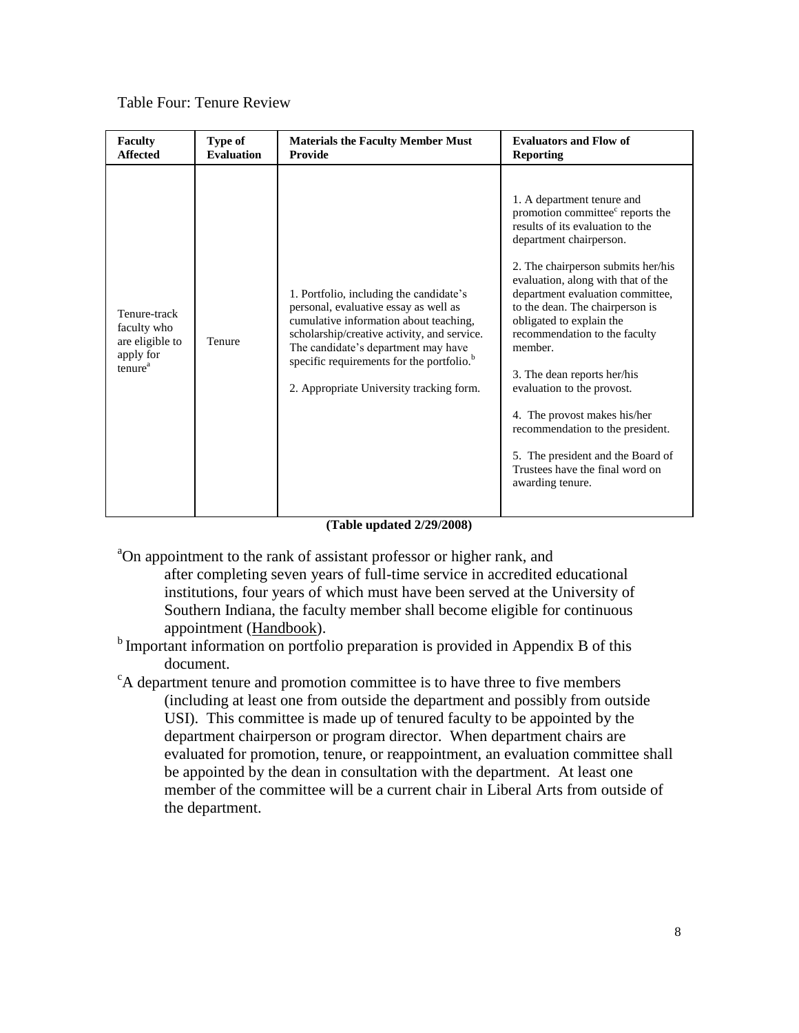Table Four: Tenure Review

| Faculty Affected | Type of Evaluation | Materials the Faculty Member Must Provide | Evaluators and Flow of Reporting |
|---|---|---|---|
| Tenure-track faculty who are eligible to apply for tenure[a] | Tenure | 1. Portfolio, including the candidate's personal, evaluative essay as well as cumulative information about teaching, scholarship/creative activity, and service. The candidate's department may have specific requirements for the portfolio.[b]<br><br>2. Appropriate University tracking form. | 1. A department tenure and promotion committee[c] reports the results of its evaluation to the department chairperson.<br><br>2. The chairperson submits her/his evaluation, along with that of the department evaluation committee, to the dean. The chairperson is obligated to explain the recommendation to the faculty member.<br><br>3. The dean reports her/his evaluation to the provost.<br><br>4. The provost makes his/her recommendation to the president.<br><br>5. The president and the Board of Trustees have the final word on awarding tenure. |

**(Table updated 2/29/2008)**

[a]On appointment to the rank of assistant professor or higher rank, and after completing seven years of full-time service in accredited educational institutions, four years of which must have been served at the University of Southern Indiana, the faculty member shall become eligible for continuous appointment (Handbook).

[b] Important information on portfolio preparation is provided in Appendix B of this document.

[c]A department tenure and promotion committee is to have three to five members (including at least one from outside the department and possibly from outside USI). This committee is made up of tenured faculty to be appointed by the department chairperson or program director. When department chairs are evaluated for promotion, tenure, or reappointment, an evaluation committee shall be appointed by the dean in consultation with the department. At least one member of the committee will be a current chair in Liberal Arts from outside of the department.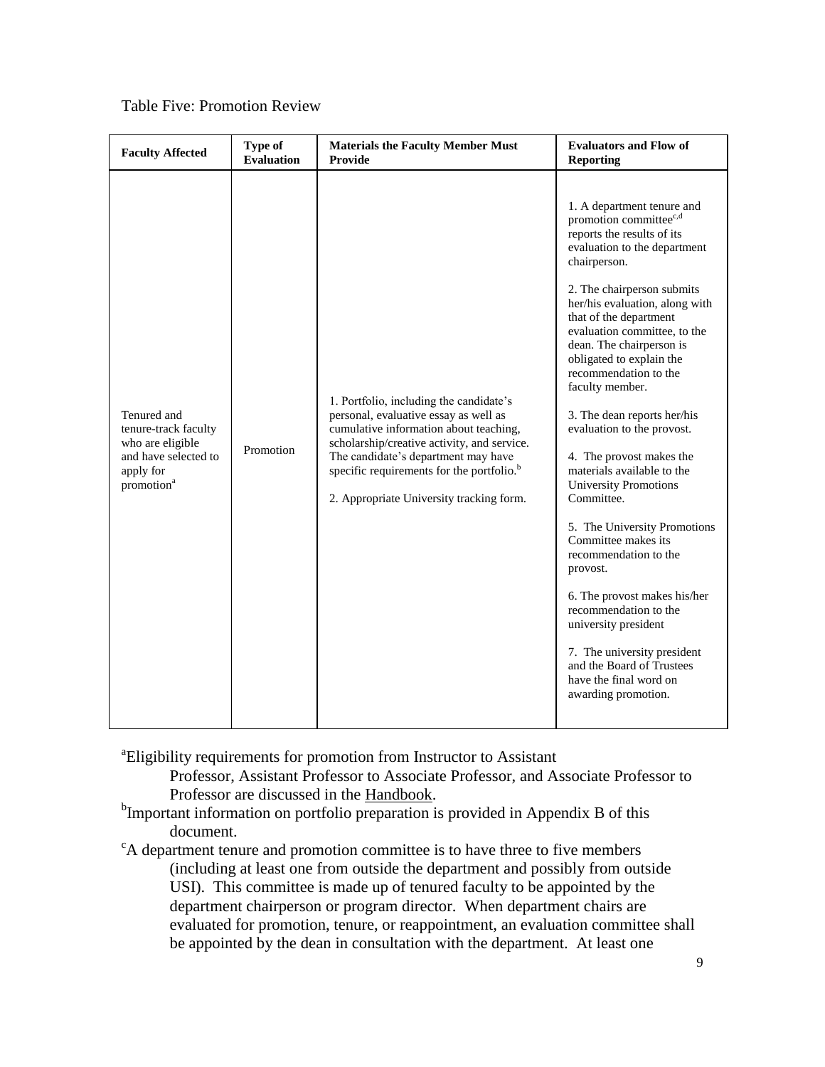Table Five: Promotion Review

| Faculty Affected | Type of Evaluation | Materials the Faculty Member Must Provide | Evaluators and Flow of Reporting |
|---|---|---|---|
| Tenured and tenure-track faculty who are eligible and have selected to apply for promotion[a] | Promotion | 1. Portfolio, including the candidate's personal, evaluative essay as well as cumulative information about teaching, scholarship/creative activity, and service. The candidate's department may have specific requirements for the portfolio.[b]<br><br>2. Appropriate University tracking form. | 1. A department tenure and promotion committee[c,d] reports the results of its evaluation to the department chairperson.<br><br>2. The chairperson submits her/his evaluation, along with that of the department evaluation committee, to the dean. The chairperson is obligated to explain the recommendation to the faculty member.<br><br>3. The dean reports her/his evaluation to the provost.<br><br>4. The provost makes the materials available to the University Promotions Committee.<br><br>5. The University Promotions Committee makes its recommendation to the provost.<br><br>6. The provost makes his/her recommendation to the university president<br><br>7. The university president and the Board of Trustees have the final word on awarding promotion. |

[a]Eligibility requirements for promotion from Instructor to Assistant Professor, Assistant Professor to Associate Professor, and Associate Professor to Professor are discussed in the Handbook.

[b]Important information on portfolio preparation is provided in Appendix B of this document.

[c]A department tenure and promotion committee is to have three to five members (including at least one from outside the department and possibly from outside USI). This committee is made up of tenured faculty to be appointed by the department chairperson or program director. When department chairs are evaluated for promotion, tenure, or reappointment, an evaluation committee shall be appointed by the dean in consultation with the department. At least one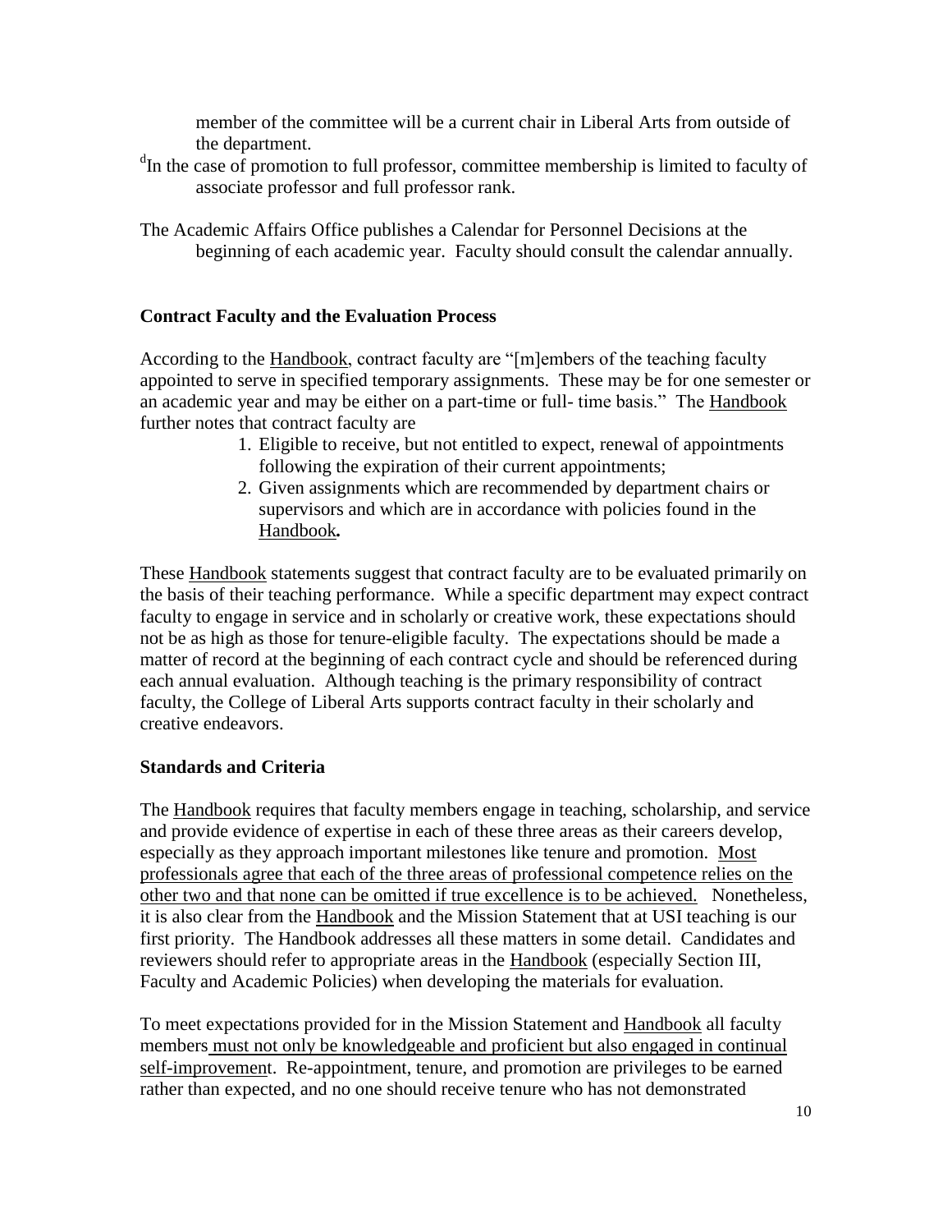member of the committee will be a current chair in Liberal Arts from outside of the department.

[d]In the case of promotion to full professor, committee membership is limited to faculty of associate professor and full professor rank.

The Academic Affairs Office publishes a Calendar for Personnel Decisions at the beginning of each academic year. Faculty should consult the calendar annually.

### Contract Faculty and the Evaluation Process

According to the Handbook, contract faculty are "[m]embers of the teaching faculty appointed to serve in specified temporary assignments. These may be for one semester or an academic year and may be either on a part-time or full- time basis." The Handbook further notes that contract faculty are

1. Eligible to receive, but not entitled to expect, renewal of appointments following the expiration of their current appointments;
2. Given assignments which are recommended by department chairs or supervisors and which are in accordance with policies found in the Handbook**.**

These Handbook statements suggest that contract faculty are to be evaluated primarily on the basis of their teaching performance. While a specific department may expect contract faculty to engage in service and in scholarly or creative work, these expectations should not be as high as those for tenure-eligible faculty. The expectations should be made a matter of record at the beginning of each contract cycle and should be referenced during each annual evaluation. Although teaching is the primary responsibility of contract faculty, the College of Liberal Arts supports contract faculty in their scholarly and creative endeavors.

### Standards and Criteria

The Handbook requires that faculty members engage in teaching, scholarship, and service and provide evidence of expertise in each of these three areas as their careers develop, especially as they approach important milestones like tenure and promotion. Most professionals agree that each of the three areas of professional competence relies on the other two and that none can be omitted if true excellence is to be achieved. Nonetheless, it is also clear from the Handbook and the Mission Statement that at USI teaching is our first priority. The Handbook addresses all these matters in some detail. Candidates and reviewers should refer to appropriate areas in the Handbook (especially Section III, Faculty and Academic Policies) when developing the materials for evaluation.

To meet expectations provided for in the Mission Statement and Handbook all faculty members must not only be knowledgeable and proficient but also engaged in continual self-improvement. Re-appointment, tenure, and promotion are privileges to be earned rather than expected, and no one should receive tenure who has not demonstrated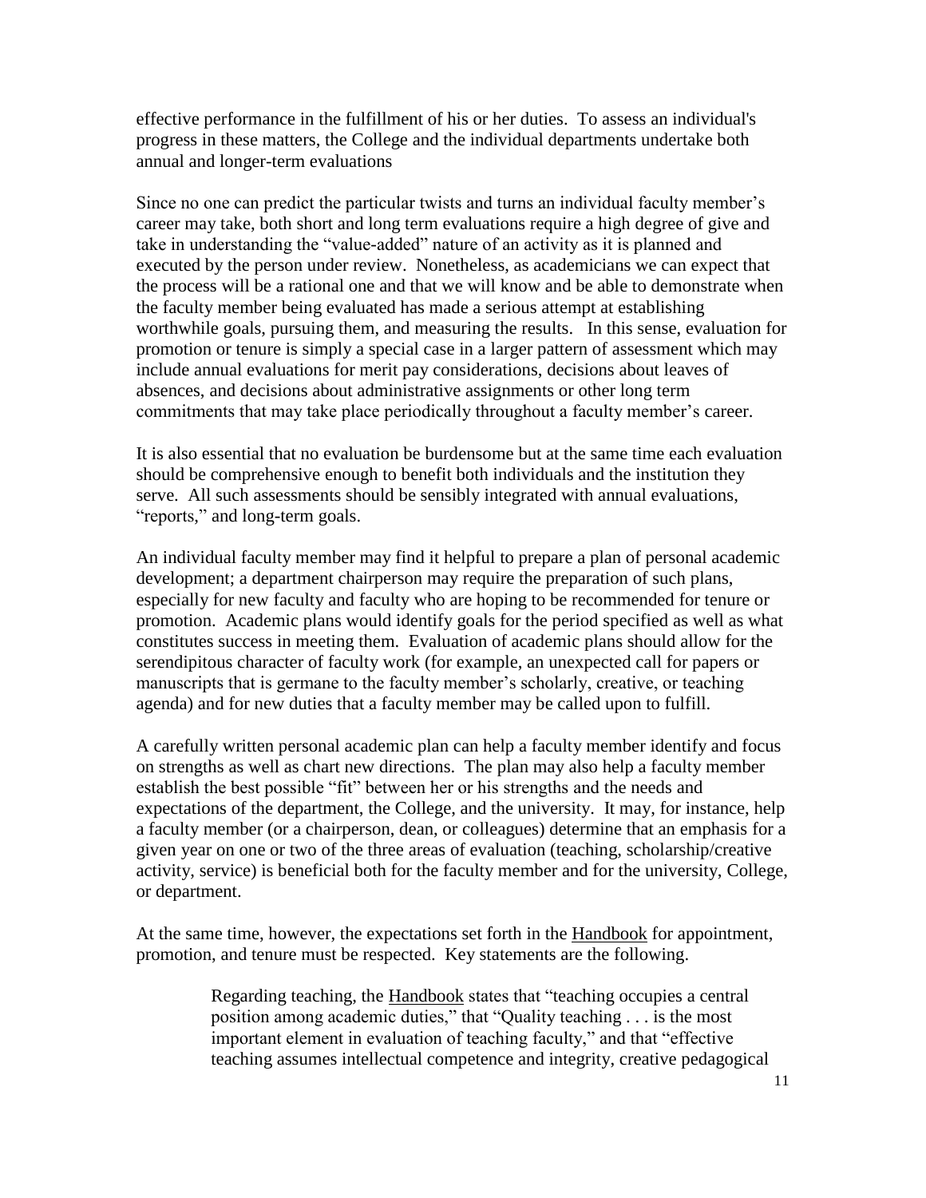effective performance in the fulfillment of his or her duties. To assess an individual's progress in these matters, the College and the individual departments undertake both annual and longer-term evaluations

Since no one can predict the particular twists and turns an individual faculty member's career may take, both short and long term evaluations require a high degree of give and take in understanding the "value-added" nature of an activity as it is planned and executed by the person under review. Nonetheless, as academicians we can expect that the process will be a rational one and that we will know and be able to demonstrate when the faculty member being evaluated has made a serious attempt at establishing worthwhile goals, pursuing them, and measuring the results. In this sense, evaluation for promotion or tenure is simply a special case in a larger pattern of assessment which may include annual evaluations for merit pay considerations, decisions about leaves of absences, and decisions about administrative assignments or other long term commitments that may take place periodically throughout a faculty member's career.

It is also essential that no evaluation be burdensome but at the same time each evaluation should be comprehensive enough to benefit both individuals and the institution they serve. All such assessments should be sensibly integrated with annual evaluations, "reports," and long-term goals.

An individual faculty member may find it helpful to prepare a plan of personal academic development; a department chairperson may require the preparation of such plans, especially for new faculty and faculty who are hoping to be recommended for tenure or promotion. Academic plans would identify goals for the period specified as well as what constitutes success in meeting them. Evaluation of academic plans should allow for the serendipitous character of faculty work (for example, an unexpected call for papers or manuscripts that is germane to the faculty member's scholarly, creative, or teaching agenda) and for new duties that a faculty member may be called upon to fulfill.

A carefully written personal academic plan can help a faculty member identify and focus on strengths as well as chart new directions. The plan may also help a faculty member establish the best possible "fit" between her or his strengths and the needs and expectations of the department, the College, and the university. It may, for instance, help a faculty member (or a chairperson, dean, or colleagues) determine that an emphasis for a given year on one or two of the three areas of evaluation (teaching, scholarship/creative activity, service) is beneficial both for the faculty member and for the university, College, or department.

At the same time, however, the expectations set forth in the Handbook for appointment, promotion, and tenure must be respected. Key statements are the following.

> Regarding teaching, the Handbook states that "teaching occupies a central position among academic duties," that "Quality teaching . . . is the most important element in evaluation of teaching faculty," and that "effective teaching assumes intellectual competence and integrity, creative pedagogical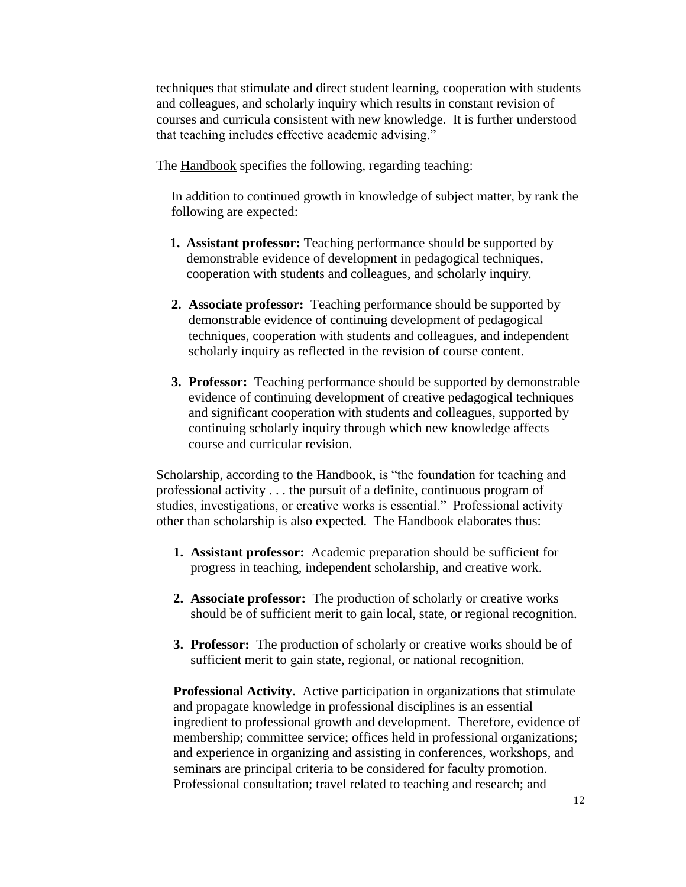techniques that stimulate and direct student learning, cooperation with students and colleagues, and scholarly inquiry which results in constant revision of courses and curricula consistent with new knowledge. It is further understood that teaching includes effective academic advising."

The Handbook specifies the following, regarding teaching:

> In addition to continued growth in knowledge of subject matter, by rank the following are expected:
>
> 1. **Assistant professor:** Teaching performance should be supported by demonstrable evidence of development in pedagogical techniques, cooperation with students and colleagues, and scholarly inquiry.
>
> 2. **Associate professor:** Teaching performance should be supported by demonstrable evidence of continuing development of pedagogical techniques, cooperation with students and colleagues, and independent scholarly inquiry as reflected in the revision of course content.
>
> 3. **Professor:** Teaching performance should be supported by demonstrable evidence of continuing development of creative pedagogical techniques and significant cooperation with students and colleagues, supported by continuing scholarly inquiry through which new knowledge affects course and curricular revision.

Scholarship, according to the Handbook, is "the foundation for teaching and professional activity . . . the pursuit of a definite, continuous program of studies, investigations, or creative works is essential." Professional activity other than scholarship is also expected. The Handbook elaborates thus:

> 1. **Assistant professor:** Academic preparation should be sufficient for progress in teaching, independent scholarship, and creative work.
>
> 2. **Associate professor:** The production of scholarly or creative works should be of sufficient merit to gain local, state, or regional recognition.
>
> 3. **Professor:** The production of scholarly or creative works should be of sufficient merit to gain state, regional, or national recognition.
>
> **Professional Activity.** Active participation in organizations that stimulate and propagate knowledge in professional disciplines is an essential ingredient to professional growth and development. Therefore, evidence of membership; committee service; offices held in professional organizations; and experience in organizing and assisting in conferences, workshops, and seminars are principal criteria to be considered for faculty promotion. Professional consultation; travel related to teaching and research; and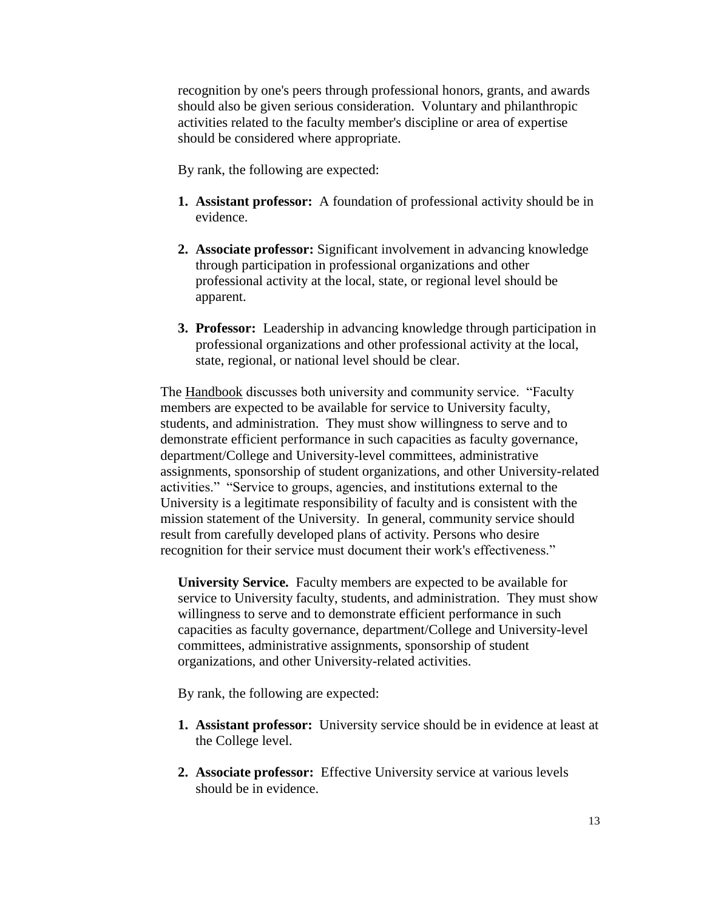recognition by one's peers through professional honors, grants, and awards should also be given serious consideration. Voluntary and philanthropic activities related to the faculty member's discipline or area of expertise should be considered where appropriate.

By rank, the following are expected:

1. **Assistant professor:** A foundation of professional activity should be in evidence.

2. **Associate professor:** Significant involvement in advancing knowledge through participation in professional organizations and other professional activity at the local, state, or regional level should be apparent.

3. **Professor:** Leadership in advancing knowledge through participation in professional organizations and other professional activity at the local, state, regional, or national level should be clear.

The Handbook discusses both university and community service. "Faculty members are expected to be available for service to University faculty, students, and administration. They must show willingness to serve and to demonstrate efficient performance in such capacities as faculty governance, department/College and University-level committees, administrative assignments, sponsorship of student organizations, and other University-related activities." "Service to groups, agencies, and institutions external to the University is a legitimate responsibility of faculty and is consistent with the mission statement of the University. In general, community service should result from carefully developed plans of activity. Persons who desire recognition for their service must document their work's effectiveness."

**University Service.** Faculty members are expected to be available for service to University faculty, students, and administration. They must show willingness to serve and to demonstrate efficient performance in such capacities as faculty governance, department/College and University-level committees, administrative assignments, sponsorship of student organizations, and other University-related activities.

By rank, the following are expected:

1. **Assistant professor:** University service should be in evidence at least at the College level.

2. **Associate professor:** Effective University service at various levels should be in evidence.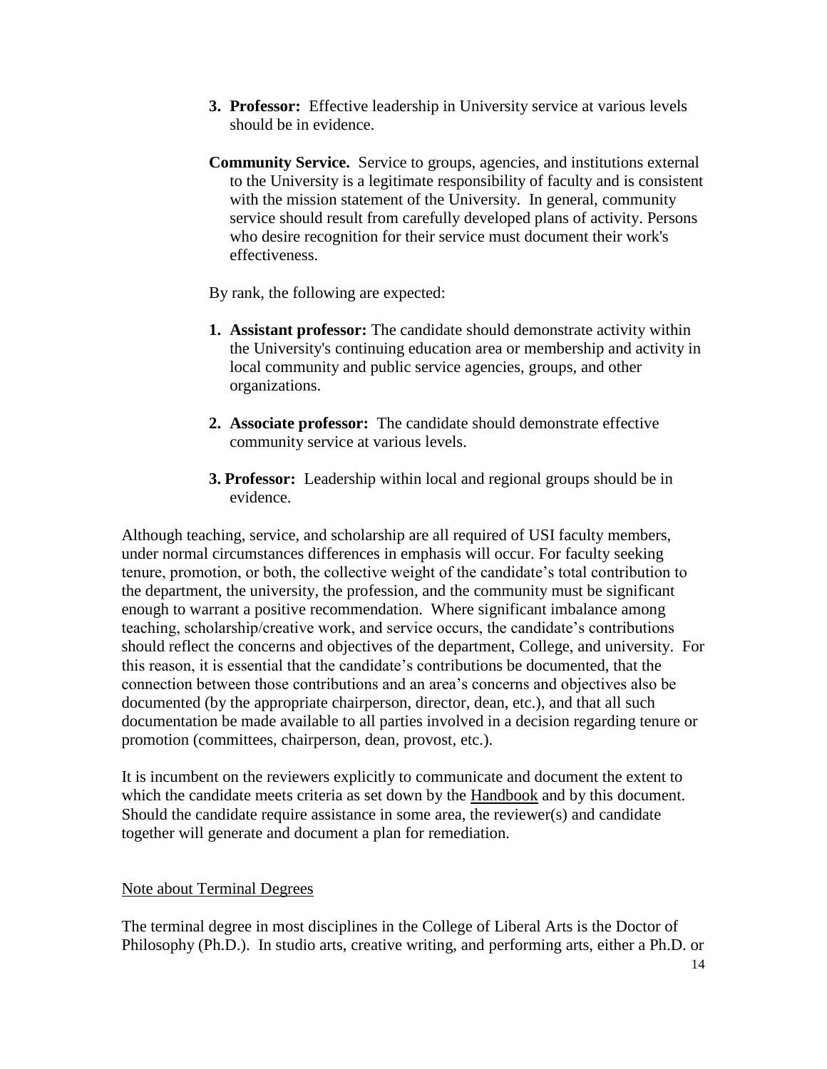3. **Professor:** Effective leadership in University service at various levels should be in evidence.

**Community Service.** Service to groups, agencies, and institutions external to the University is a legitimate responsibility of faculty and is consistent with the mission statement of the University. In general, community service should result from carefully developed plans of activity. Persons who desire recognition for their service must document their work's effectiveness.

By rank, the following are expected:

1. **Assistant professor:** The candidate should demonstrate activity within the University's continuing education area or membership and activity in local community and public service agencies, groups, and other organizations.
2. **Associate professor:** The candidate should demonstrate effective community service at various levels.
3. **Professor:** Leadership within local and regional groups should be in evidence.

Although teaching, service, and scholarship are all required of USI faculty members, under normal circumstances differences in emphasis will occur. For faculty seeking tenure, promotion, or both, the collective weight of the candidate's total contribution to the department, the university, the profession, and the community must be significant enough to warrant a positive recommendation. Where significant imbalance among teaching, scholarship/creative work, and service occurs, the candidate's contributions should reflect the concerns and objectives of the department, College, and university. For this reason, it is essential that the candidate's contributions be documented, that the connection between those contributions and an area's concerns and objectives also be documented (by the appropriate chairperson, director, dean, etc.), and that all such documentation be made available to all parties involved in a decision regarding tenure or promotion (committees, chairperson, dean, provost, etc.).

It is incumbent on the reviewers explicitly to communicate and document the extent to which the candidate meets criteria as set down by the Handbook and by this document. Should the candidate require assistance in some area, the reviewer(s) and candidate together will generate and document a plan for remediation.

Note about Terminal Degrees

The terminal degree in most disciplines in the College of Liberal Arts is the Doctor of Philosophy (Ph.D.). In studio arts, creative writing, and performing arts, either a Ph.D. or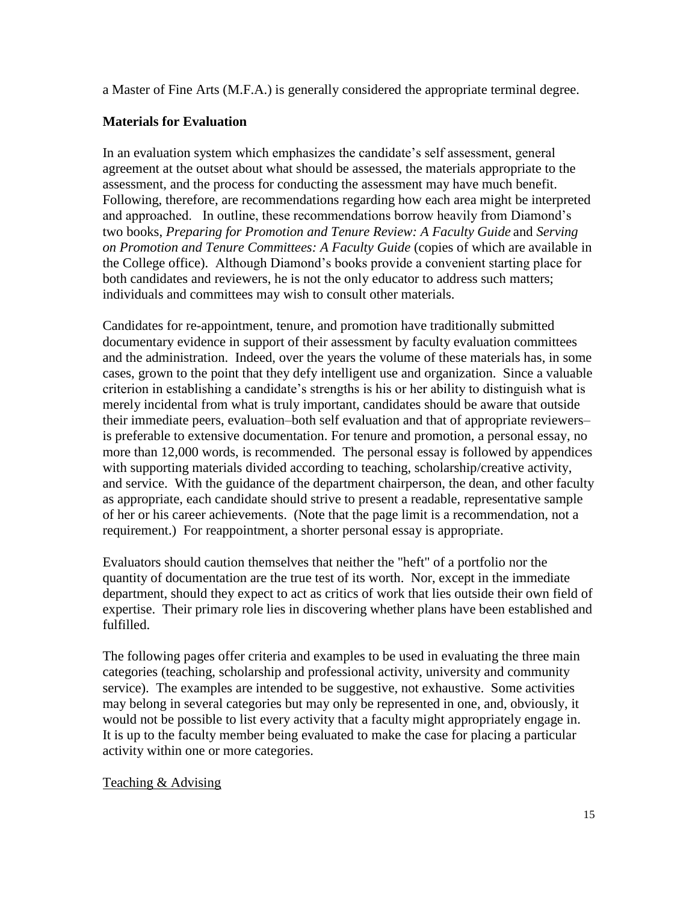a Master of Fine Arts (M.F.A.) is generally considered the appropriate terminal degree.

## Materials for Evaluation

In an evaluation system which emphasizes the candidate's self assessment, general agreement at the outset about what should be assessed, the materials appropriate to the assessment, and the process for conducting the assessment may have much benefit. Following, therefore, are recommendations regarding how each area might be interpreted and approached. In outline, these recommendations borrow heavily from Diamond's two books, *Preparing for Promotion and Tenure Review: A Faculty Guide* and *Serving on Promotion and Tenure Committees: A Faculty Guide* (copies of which are available in the College office). Although Diamond's books provide a convenient starting place for both candidates and reviewers, he is not the only educator to address such matters; individuals and committees may wish to consult other materials.

Candidates for re-appointment, tenure, and promotion have traditionally submitted documentary evidence in support of their assessment by faculty evaluation committees and the administration. Indeed, over the years the volume of these materials has, in some cases, grown to the point that they defy intelligent use and organization. Since a valuable criterion in establishing a candidate's strengths is his or her ability to distinguish what is merely incidental from what is truly important, candidates should be aware that outside their immediate peers, evaluation–both self evaluation and that of appropriate reviewers–is preferable to extensive documentation. For tenure and promotion, a personal essay, no more than 12,000 words, is recommended. The personal essay is followed by appendices with supporting materials divided according to teaching, scholarship/creative activity, and service. With the guidance of the department chairperson, the dean, and other faculty as appropriate, each candidate should strive to present a readable, representative sample of her or his career achievements. (Note that the page limit is a recommendation, not a requirement.) For reappointment, a shorter personal essay is appropriate.

Evaluators should caution themselves that neither the "heft" of a portfolio nor the quantity of documentation are the true test of its worth. Nor, except in the immediate department, should they expect to act as critics of work that lies outside their own field of expertise. Their primary role lies in discovering whether plans have been established and fulfilled.

The following pages offer criteria and examples to be used in evaluating the three main categories (teaching, scholarship and professional activity, university and community service). The examples are intended to be suggestive, not exhaustive. Some activities may belong in several categories but may only be represented in one, and, obviously, it would not be possible to list every activity that a faculty might appropriately engage in. It is up to the faculty member being evaluated to make the case for placing a particular activity within one or more categories.

### Teaching & Advising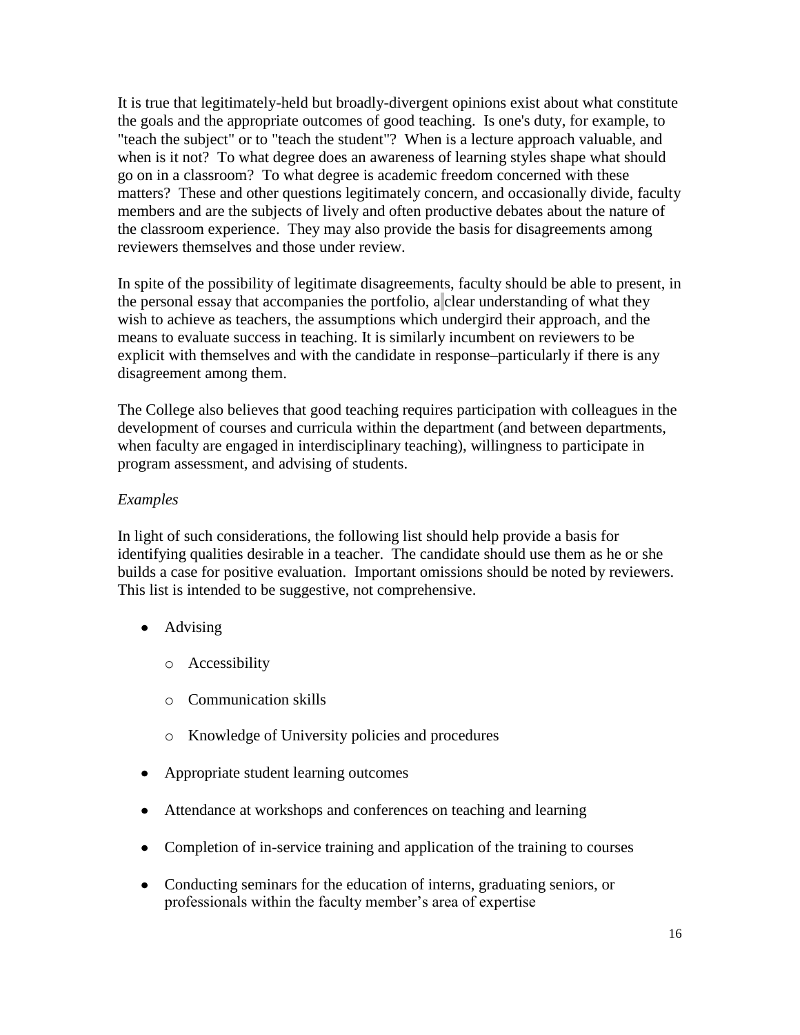It is true that legitimately-held but broadly-divergent opinions exist about what constitute the goals and the appropriate outcomes of good teaching. Is one's duty, for example, to "teach the subject" or to "teach the student"? When is a lecture approach valuable, and when is it not? To what degree does an awareness of learning styles shape what should go on in a classroom? To what degree is academic freedom concerned with these matters? These and other questions legitimately concern, and occasionally divide, faculty members and are the subjects of lively and often productive debates about the nature of the classroom experience. They may also provide the basis for disagreements among reviewers themselves and those under review.

In spite of the possibility of legitimate disagreements, faculty should be able to present, in the personal essay that accompanies the portfolio, a clear understanding of what they wish to achieve as teachers, the assumptions which undergird their approach, and the means to evaluate success in teaching. It is similarly incumbent on reviewers to be explicit with themselves and with the candidate in response–particularly if there is any disagreement among them.

The College also believes that good teaching requires participation with colleagues in the development of courses and curricula within the department (and between departments, when faculty are engaged in interdisciplinary teaching), willingness to participate in program assessment, and advising of students.

*Examples*

In light of such considerations, the following list should help provide a basis for identifying qualities desirable in a teacher. The candidate should use them as he or she builds a case for positive evaluation. Important omissions should be noted by reviewers. This list is intended to be suggestive, not comprehensive.

- Advising
  - Accessibility
  - Communication skills
  - Knowledge of University policies and procedures
- Appropriate student learning outcomes
- Attendance at workshops and conferences on teaching and learning
- Completion of in-service training and application of the training to courses
- Conducting seminars for the education of interns, graduating seniors, or professionals within the faculty member's area of expertise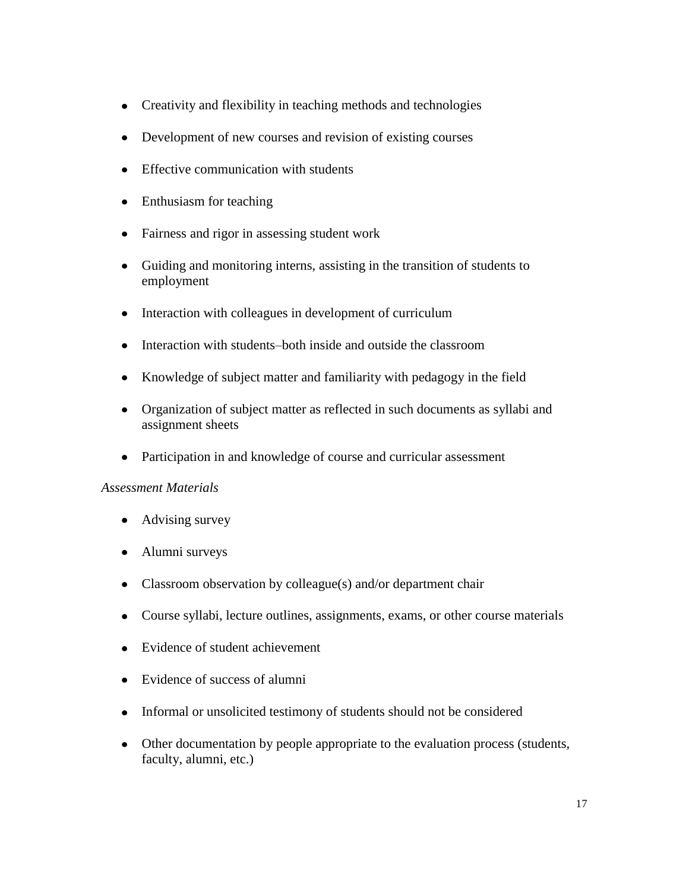- Creativity and flexibility in teaching methods and technologies
- Development of new courses and revision of existing courses
- Effective communication with students
- Enthusiasm for teaching
- Fairness and rigor in assessing student work
- Guiding and monitoring interns, assisting in the transition of students to employment
- Interaction with colleagues in development of curriculum
- Interaction with students–both inside and outside the classroom
- Knowledge of subject matter and familiarity with pedagogy in the field
- Organization of subject matter as reflected in such documents as syllabi and assignment sheets
- Participation in and knowledge of course and curricular assessment

*Assessment Materials*

- Advising survey
- Alumni surveys
- Classroom observation by colleague(s) and/or department chair
- Course syllabi, lecture outlines, assignments, exams, or other course materials
- Evidence of student achievement
- Evidence of success of alumni
- Informal or unsolicited testimony of students should not be considered
- Other documentation by people appropriate to the evaluation process (students, faculty, alumni, etc.)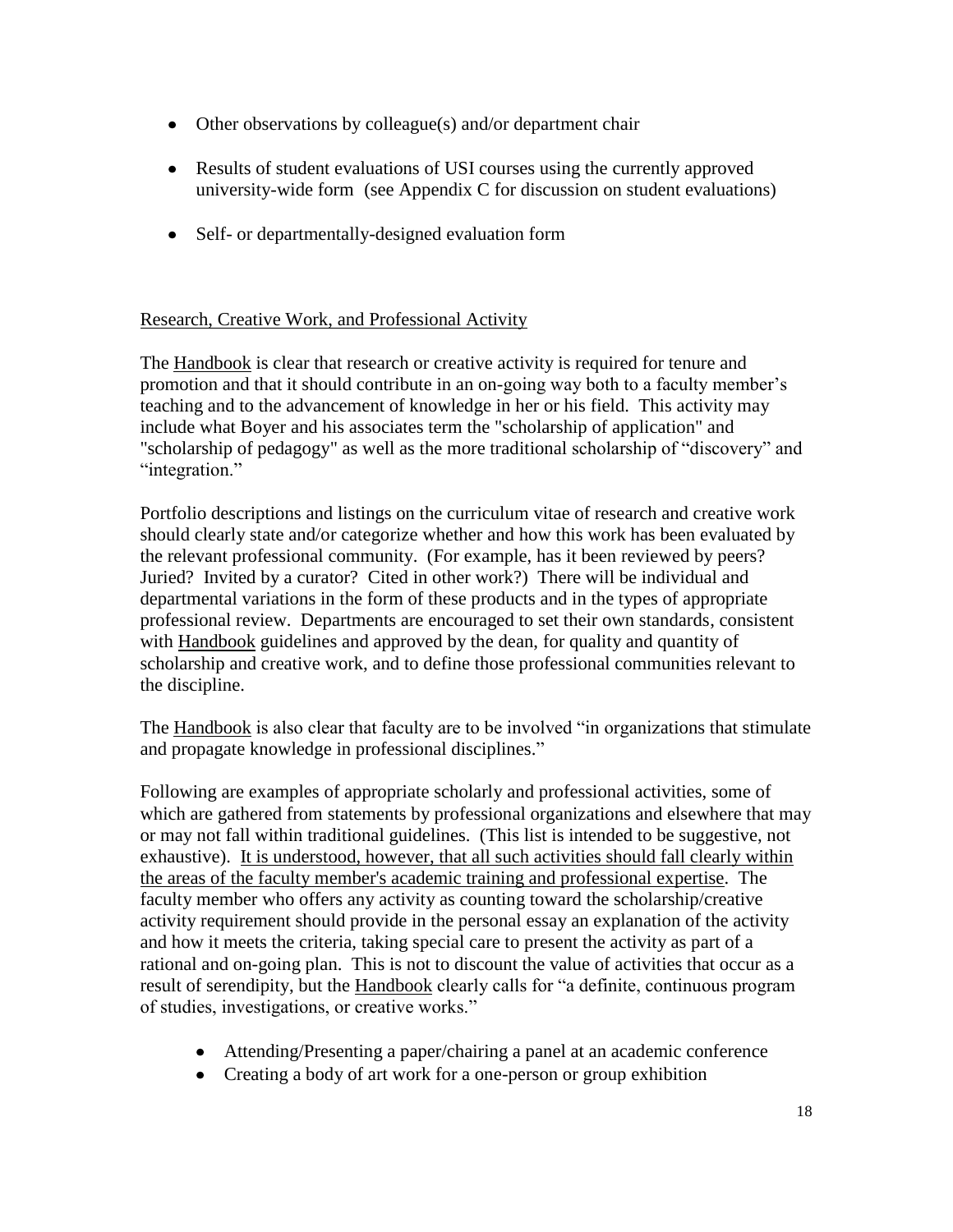- Other observations by colleague(s) and/or department chair

- Results of student evaluations of USI courses using the currently approved university-wide form (see Appendix C for discussion on student evaluations)

- Self- or departmentally-designed evaluation form

## Research, Creative Work, and Professional Activity

The Handbook is clear that research or creative activity is required for tenure and promotion and that it should contribute in an on-going way both to a faculty member's teaching and to the advancement of knowledge in her or his field. This activity may include what Boyer and his associates term the "scholarship of application" and "scholarship of pedagogy" as well as the more traditional scholarship of "discovery" and "integration."

Portfolio descriptions and listings on the curriculum vitae of research and creative work should clearly state and/or categorize whether and how this work has been evaluated by the relevant professional community. (For example, has it been reviewed by peers? Juried? Invited by a curator? Cited in other work?) There will be individual and departmental variations in the form of these products and in the types of appropriate professional review. Departments are encouraged to set their own standards, consistent with Handbook guidelines and approved by the dean, for quality and quantity of scholarship and creative work, and to define those professional communities relevant to the discipline.

The Handbook is also clear that faculty are to be involved "in organizations that stimulate and propagate knowledge in professional disciplines."

Following are examples of appropriate scholarly and professional activities, some of which are gathered from statements by professional organizations and elsewhere that may or may not fall within traditional guidelines. (This list is intended to be suggestive, not exhaustive). It is understood, however, that all such activities should fall clearly within the areas of the faculty member's academic training and professional expertise. The faculty member who offers any activity as counting toward the scholarship/creative activity requirement should provide in the personal essay an explanation of the activity and how it meets the criteria, taking special care to present the activity as part of a rational and on-going plan. This is not to discount the value of activities that occur as a result of serendipity, but the Handbook clearly calls for "a definite, continuous program of studies, investigations, or creative works."

- Attending/Presenting a paper/chairing a panel at an academic conference
- Creating a body of art work for a one-person or group exhibition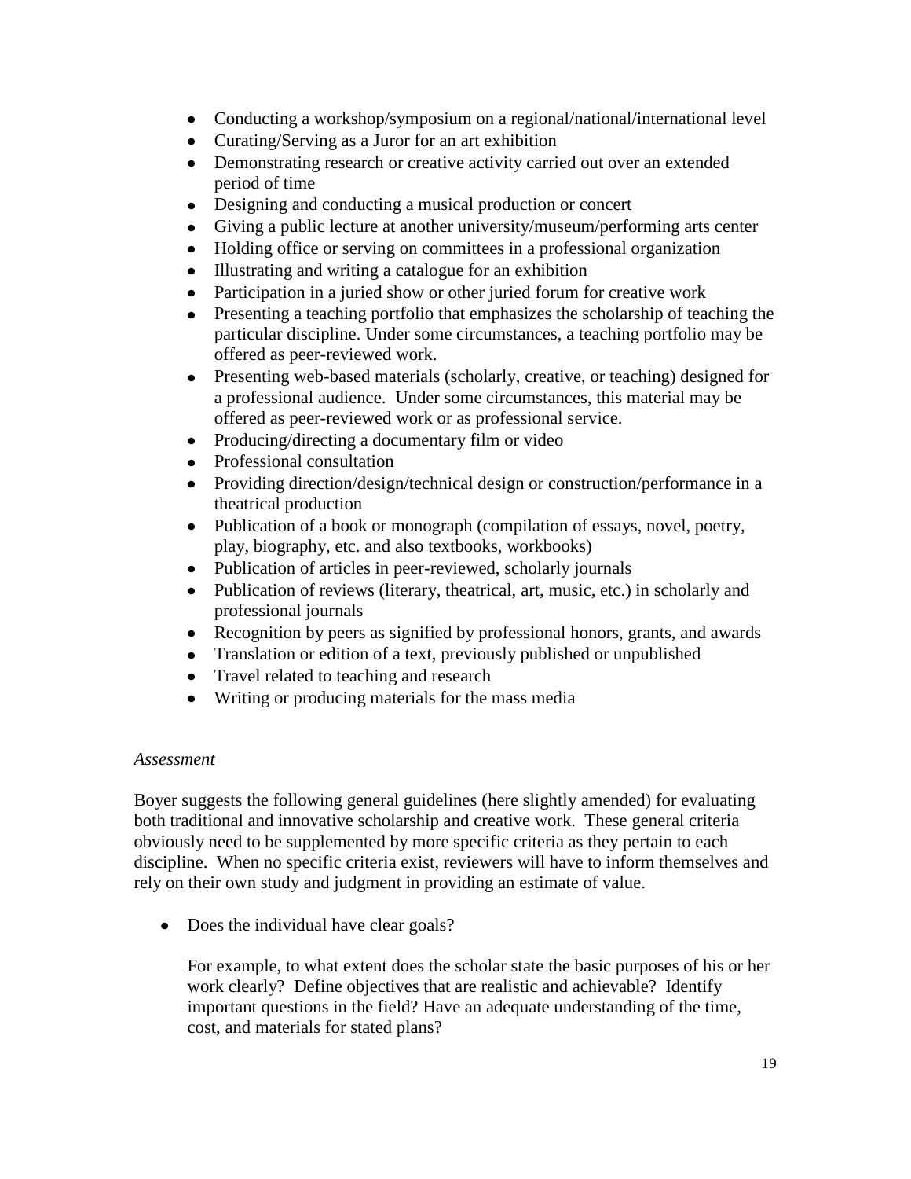- Conducting a workshop/symposium on a regional/national/international level
- Curating/Serving as a Juror for an art exhibition
- Demonstrating research or creative activity carried out over an extended period of time
- Designing and conducting a musical production or concert
- Giving a public lecture at another university/museum/performing arts center
- Holding office or serving on committees in a professional organization
- Illustrating and writing a catalogue for an exhibition
- Participation in a juried show or other juried forum for creative work
- Presenting a teaching portfolio that emphasizes the scholarship of teaching the particular discipline. Under some circumstances, a teaching portfolio may be offered as peer-reviewed work.
- Presenting web-based materials (scholarly, creative, or teaching) designed for a professional audience. Under some circumstances, this material may be offered as peer-reviewed work or as professional service.
- Producing/directing a documentary film or video
- Professional consultation
- Providing direction/design/technical design or construction/performance in a theatrical production
- Publication of a book or monograph (compilation of essays, novel, poetry, play, biography, etc. and also textbooks, workbooks)
- Publication of articles in peer-reviewed, scholarly journals
- Publication of reviews (literary, theatrical, art, music, etc.) in scholarly and professional journals
- Recognition by peers as signified by professional honors, grants, and awards
- Translation or edition of a text, previously published or unpublished
- Travel related to teaching and research
- Writing or producing materials for the mass media

*Assessment*

Boyer suggests the following general guidelines (here slightly amended) for evaluating both traditional and innovative scholarship and creative work. These general criteria obviously need to be supplemented by more specific criteria as they pertain to each discipline. When no specific criteria exist, reviewers will have to inform themselves and rely on their own study and judgment in providing an estimate of value.

- Does the individual have clear goals?

  For example, to what extent does the scholar state the basic purposes of his or her work clearly? Define objectives that are realistic and achievable? Identify important questions in the field? Have an adequate understanding of the time, cost, and materials for stated plans?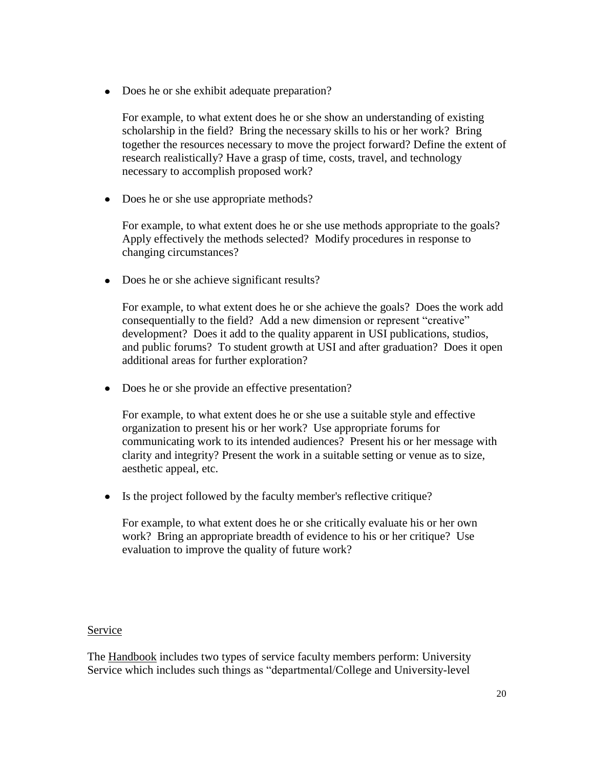- Does he or she exhibit adequate preparation?

  For example, to what extent does he or she show an understanding of existing scholarship in the field? Bring the necessary skills to his or her work? Bring together the resources necessary to move the project forward? Define the extent of research realistically? Have a grasp of time, costs, travel, and technology necessary to accomplish proposed work?

- Does he or she use appropriate methods?

  For example, to what extent does he or she use methods appropriate to the goals? Apply effectively the methods selected? Modify procedures in response to changing circumstances?

- Does he or she achieve significant results?

  For example, to what extent does he or she achieve the goals? Does the work add consequentially to the field? Add a new dimension or represent "creative" development? Does it add to the quality apparent in USI publications, studios, and public forums? To student growth at USI and after graduation? Does it open additional areas for further exploration?

- Does he or she provide an effective presentation?

  For example, to what extent does he or she use a suitable style and effective organization to present his or her work? Use appropriate forums for communicating work to its intended audiences? Present his or her message with clarity and integrity? Present the work in a suitable setting or venue as to size, aesthetic appeal, etc.

- Is the project followed by the faculty member's reflective critique?

  For example, to what extent does he or she critically evaluate his or her own work? Bring an appropriate breadth of evidence to his or her critique? Use evaluation to improve the quality of future work?

<u>Service</u>

The <u>Handbook</u> includes two types of service faculty members perform: University Service which includes such things as "departmental/College and University-level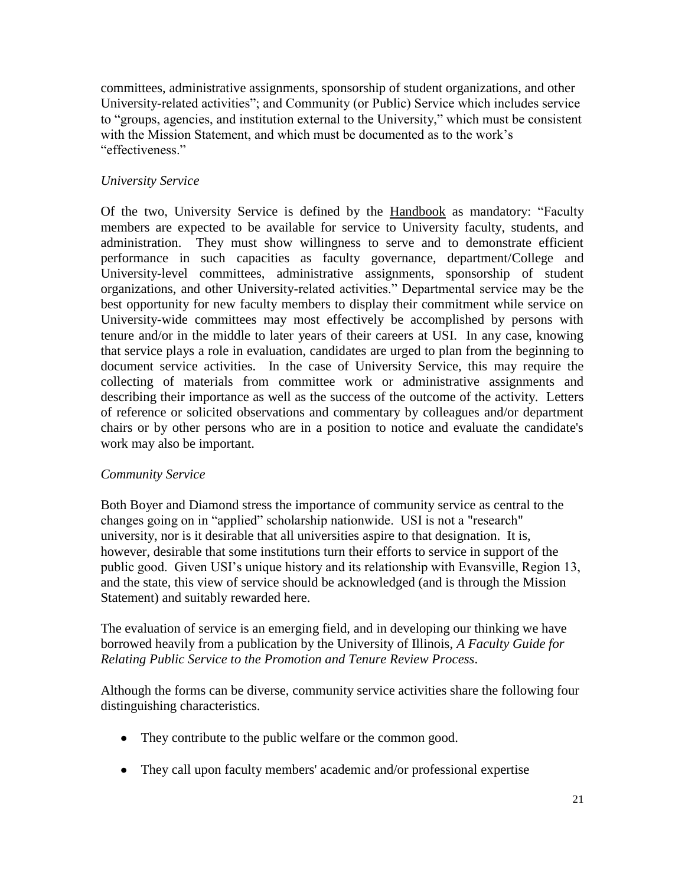committees, administrative assignments, sponsorship of student organizations, and other University-related activities"; and Community (or Public) Service which includes service to "groups, agencies, and institution external to the University," which must be consistent with the Mission Statement, and which must be documented as to the work's "effectiveness."

*University Service*

Of the two, University Service is defined by the Handbook as mandatory: "Faculty members are expected to be available for service to University faculty, students, and administration. They must show willingness to serve and to demonstrate efficient performance in such capacities as faculty governance, department/College and University-level committees, administrative assignments, sponsorship of student organizations, and other University-related activities." Departmental service may be the best opportunity for new faculty members to display their commitment while service on University-wide committees may most effectively be accomplished by persons with tenure and/or in the middle to later years of their careers at USI. In any case, knowing that service plays a role in evaluation, candidates are urged to plan from the beginning to document service activities. In the case of University Service, this may require the collecting of materials from committee work or administrative assignments and describing their importance as well as the success of the outcome of the activity. Letters of reference or solicited observations and commentary by colleagues and/or department chairs or by other persons who are in a position to notice and evaluate the candidate's work may also be important.

*Community Service*

Both Boyer and Diamond stress the importance of community service as central to the changes going on in "applied" scholarship nationwide. USI is not a "research" university, nor is it desirable that all universities aspire to that designation. It is, however, desirable that some institutions turn their efforts to service in support of the public good. Given USI's unique history and its relationship with Evansville, Region 13, and the state, this view of service should be acknowledged (and is through the Mission Statement) and suitably rewarded here.

The evaluation of service is an emerging field, and in developing our thinking we have borrowed heavily from a publication by the University of Illinois, *A Faculty Guide for Relating Public Service to the Promotion and Tenure Review Process*.

Although the forms can be diverse, community service activities share the following four distinguishing characteristics.

- They contribute to the public welfare or the common good.
- They call upon faculty members' academic and/or professional expertise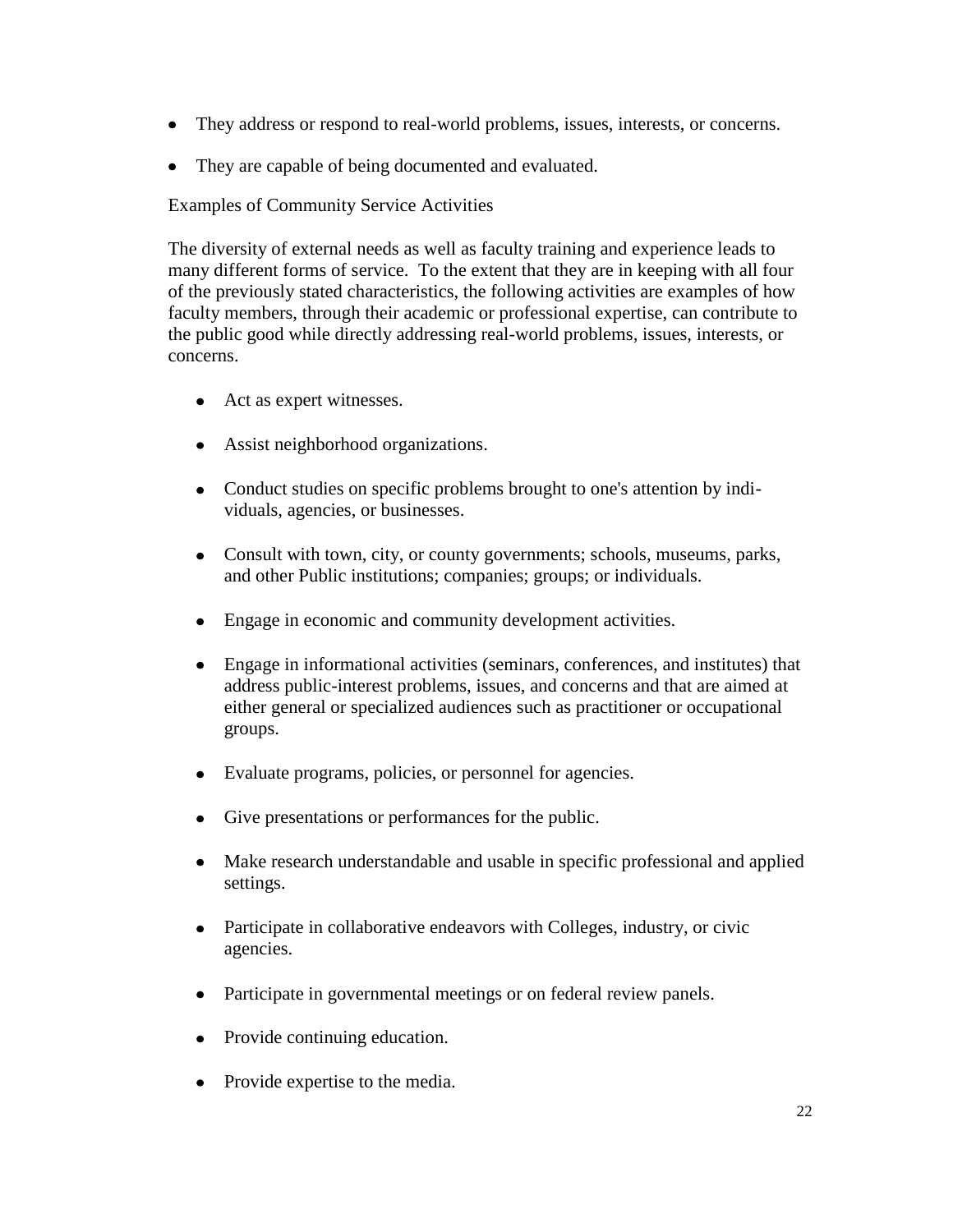- They address or respond to real-world problems, issues, interests, or concerns.
- They are capable of being documented and evaluated.

Examples of Community Service Activities

The diversity of external needs as well as faculty training and experience leads to many different forms of service. To the extent that they are in keeping with all four of the previously stated characteristics, the following activities are examples of how faculty members, through their academic or professional expertise, can contribute to the public good while directly addressing real-world problems, issues, interests, or concerns.

- Act as expert witnesses.
- Assist neighborhood organizations.
- Conduct studies on specific problems brought to one's attention by individuals, agencies, or businesses.
- Consult with town, city, or county governments; schools, museums, parks, and other Public institutions; companies; groups; or individuals.
- Engage in economic and community development activities.
- Engage in informational activities (seminars, conferences, and institutes) that address public-interest problems, issues, and concerns and that are aimed at either general or specialized audiences such as practitioner or occupational groups.
- Evaluate programs, policies, or personnel for agencies.
- Give presentations or performances for the public.
- Make research understandable and usable in specific professional and applied settings.
- Participate in collaborative endeavors with Colleges, industry, or civic agencies.
- Participate in governmental meetings or on federal review panels.
- Provide continuing education.
- Provide expertise to the media.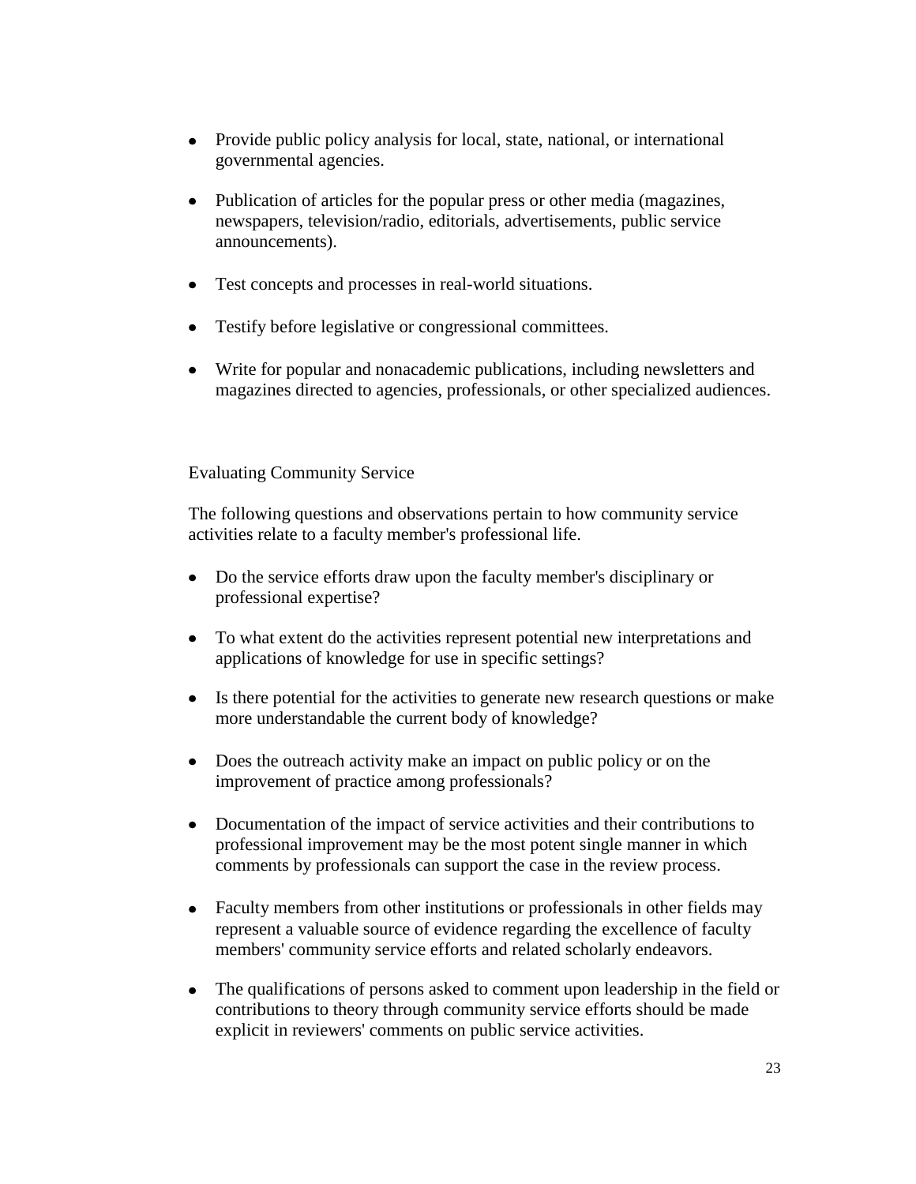- Provide public policy analysis for local, state, national, or international governmental agencies.
- Publication of articles for the popular press or other media (magazines, newspapers, television/radio, editorials, advertisements, public service announcements).
- Test concepts and processes in real-world situations.
- Testify before legislative or congressional committees.
- Write for popular and nonacademic publications, including newsletters and magazines directed to agencies, professionals, or other specialized audiences.

## Evaluating Community Service

The following questions and observations pertain to how community service activities relate to a faculty member's professional life.

- Do the service efforts draw upon the faculty member's disciplinary or professional expertise?
- To what extent do the activities represent potential new interpretations and applications of knowledge for use in specific settings?
- Is there potential for the activities to generate new research questions or make more understandable the current body of knowledge?
- Does the outreach activity make an impact on public policy or on the improvement of practice among professionals?
- Documentation of the impact of service activities and their contributions to professional improvement may be the most potent single manner in which comments by professionals can support the case in the review process.
- Faculty members from other institutions or professionals in other fields may represent a valuable source of evidence regarding the excellence of faculty members' community service efforts and related scholarly endeavors.
- The qualifications of persons asked to comment upon leadership in the field or contributions to theory through community service efforts should be made explicit in reviewers' comments on public service activities.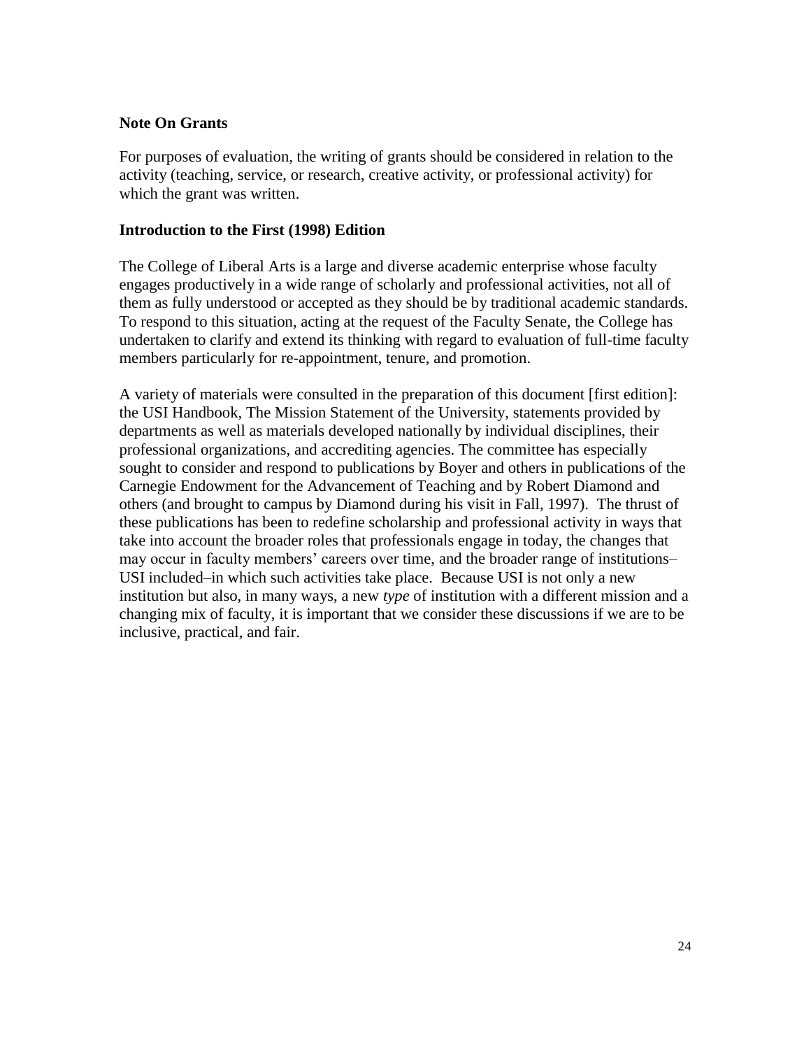### Note On Grants

For purposes of evaluation, the writing of grants should be considered in relation to the activity (teaching, service, or research, creative activity, or professional activity) for which the grant was written.

### Introduction to the First (1998) Edition

The College of Liberal Arts is a large and diverse academic enterprise whose faculty engages productively in a wide range of scholarly and professional activities, not all of them as fully understood or accepted as they should be by traditional academic standards. To respond to this situation, acting at the request of the Faculty Senate, the College has undertaken to clarify and extend its thinking with regard to evaluation of full-time faculty members particularly for re-appointment, tenure, and promotion.

A variety of materials were consulted in the preparation of this document [first edition]: the USI Handbook, The Mission Statement of the University, statements provided by departments as well as materials developed nationally by individual disciplines, their professional organizations, and accrediting agencies. The committee has especially sought to consider and respond to publications by Boyer and others in publications of the Carnegie Endowment for the Advancement of Teaching and by Robert Diamond and others (and brought to campus by Diamond during his visit in Fall, 1997). The thrust of these publications has been to redefine scholarship and professional activity in ways that take into account the broader roles that professionals engage in today, the changes that may occur in faculty members' careers over time, and the broader range of institutions–USI included–in which such activities take place. Because USI is not only a new institution but also, in many ways, a new *type* of institution with a different mission and a changing mix of faculty, it is important that we consider these discussions if we are to be inclusive, practical, and fair.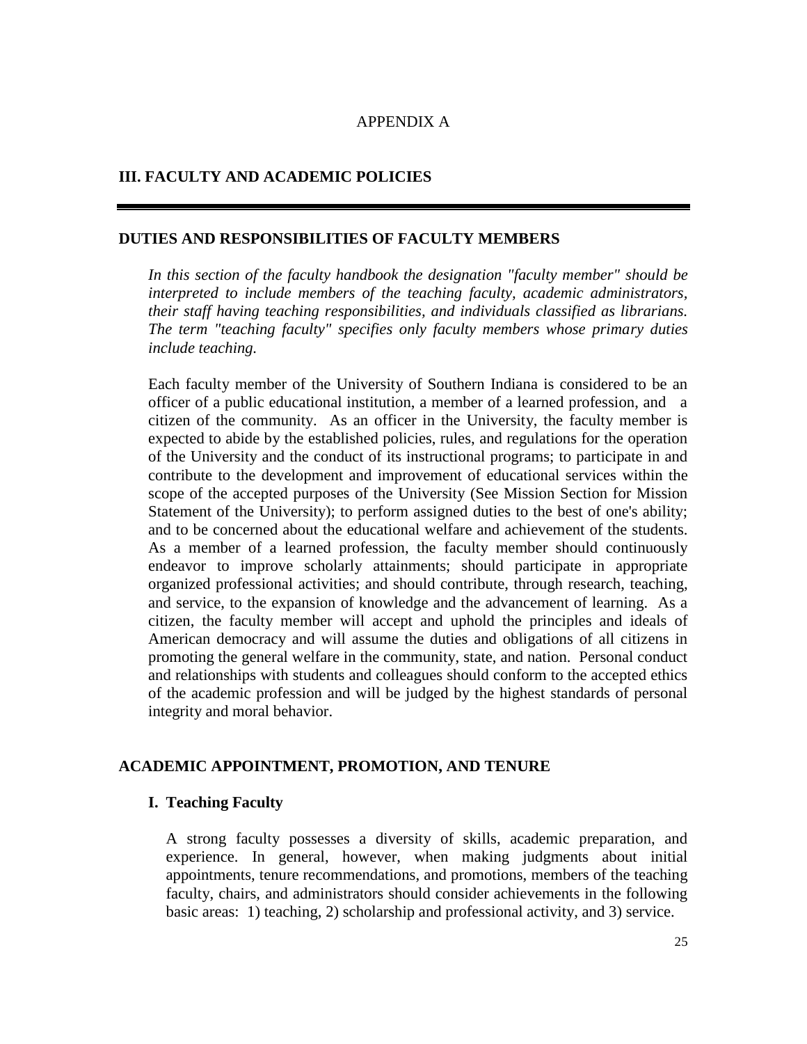APPENDIX A

## III. FACULTY AND ACADEMIC POLICIES

---

### DUTIES AND RESPONSIBILITIES OF FACULTY MEMBERS

*In this section of the faculty handbook the designation "faculty member" should be interpreted to include members of the teaching faculty, academic administrators, their staff having teaching responsibilities, and individuals classified as librarians. The term "teaching faculty" specifies only faculty members whose primary duties include teaching.*

Each faculty member of the University of Southern Indiana is considered to be an officer of a public educational institution, a member of a learned profession, and a citizen of the community. As an officer in the University, the faculty member is expected to abide by the established policies, rules, and regulations for the operation of the University and the conduct of its instructional programs; to participate in and contribute to the development and improvement of educational services within the scope of the accepted purposes of the University (See Mission Section for Mission Statement of the University); to perform assigned duties to the best of one's ability; and to be concerned about the educational welfare and achievement of the students. As a member of a learned profession, the faculty member should continuously endeavor to improve scholarly attainments; should participate in appropriate organized professional activities; and should contribute, through research, teaching, and service, to the expansion of knowledge and the advancement of learning. As a citizen, the faculty member will accept and uphold the principles and ideals of American democracy and will assume the duties and obligations of all citizens in promoting the general welfare in the community, state, and nation. Personal conduct and relationships with students and colleagues should conform to the accepted ethics of the academic profession and will be judged by the highest standards of personal integrity and moral behavior.

### ACADEMIC APPOINTMENT, PROMOTION, AND TENURE

#### I. Teaching Faculty

A strong faculty possesses a diversity of skills, academic preparation, and experience. In general, however, when making judgments about initial appointments, tenure recommendations, and promotions, members of the teaching faculty, chairs, and administrators should consider achievements in the following basic areas: 1) teaching, 2) scholarship and professional activity, and 3) service.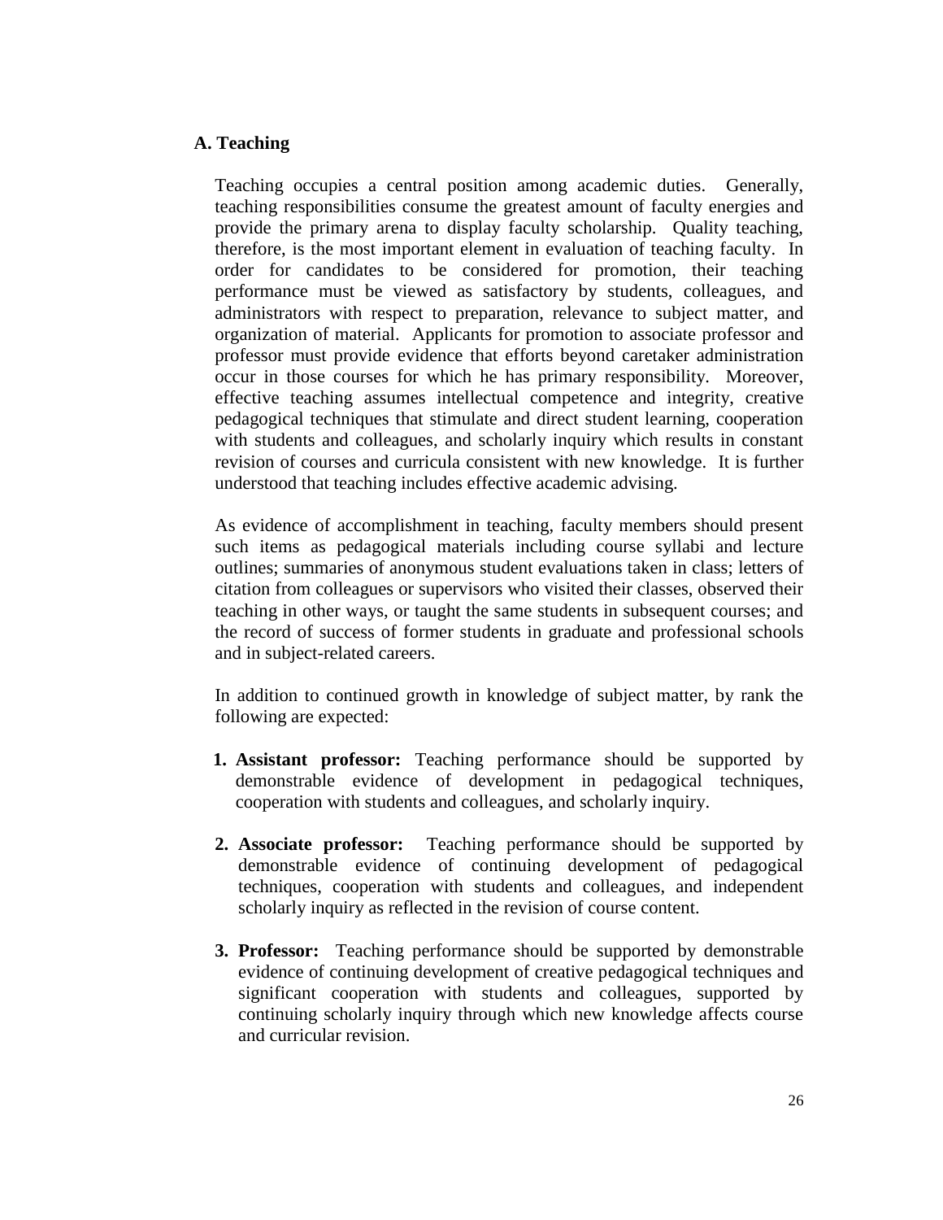## A. Teaching

Teaching occupies a central position among academic duties. Generally, teaching responsibilities consume the greatest amount of faculty energies and provide the primary arena to display faculty scholarship. Quality teaching, therefore, is the most important element in evaluation of teaching faculty. In order for candidates to be considered for promotion, their teaching performance must be viewed as satisfactory by students, colleagues, and administrators with respect to preparation, relevance to subject matter, and organization of material. Applicants for promotion to associate professor and professor must provide evidence that efforts beyond caretaker administration occur in those courses for which he has primary responsibility. Moreover, effective teaching assumes intellectual competence and integrity, creative pedagogical techniques that stimulate and direct student learning, cooperation with students and colleagues, and scholarly inquiry which results in constant revision of courses and curricula consistent with new knowledge. It is further understood that teaching includes effective academic advising.

As evidence of accomplishment in teaching, faculty members should present such items as pedagogical materials including course syllabi and lecture outlines; summaries of anonymous student evaluations taken in class; letters of citation from colleagues or supervisors who visited their classes, observed their teaching in other ways, or taught the same students in subsequent courses; and the record of success of former students in graduate and professional schools and in subject-related careers.

In addition to continued growth in knowledge of subject matter, by rank the following are expected:

1. **Assistant professor:** Teaching performance should be supported by demonstrable evidence of development in pedagogical techniques, cooperation with students and colleagues, and scholarly inquiry.

2. **Associate professor:** Teaching performance should be supported by demonstrable evidence of continuing development of pedagogical techniques, cooperation with students and colleagues, and independent scholarly inquiry as reflected in the revision of course content.

3. **Professor:** Teaching performance should be supported by demonstrable evidence of continuing development of creative pedagogical techniques and significant cooperation with students and colleagues, supported by continuing scholarly inquiry through which new knowledge affects course and curricular revision.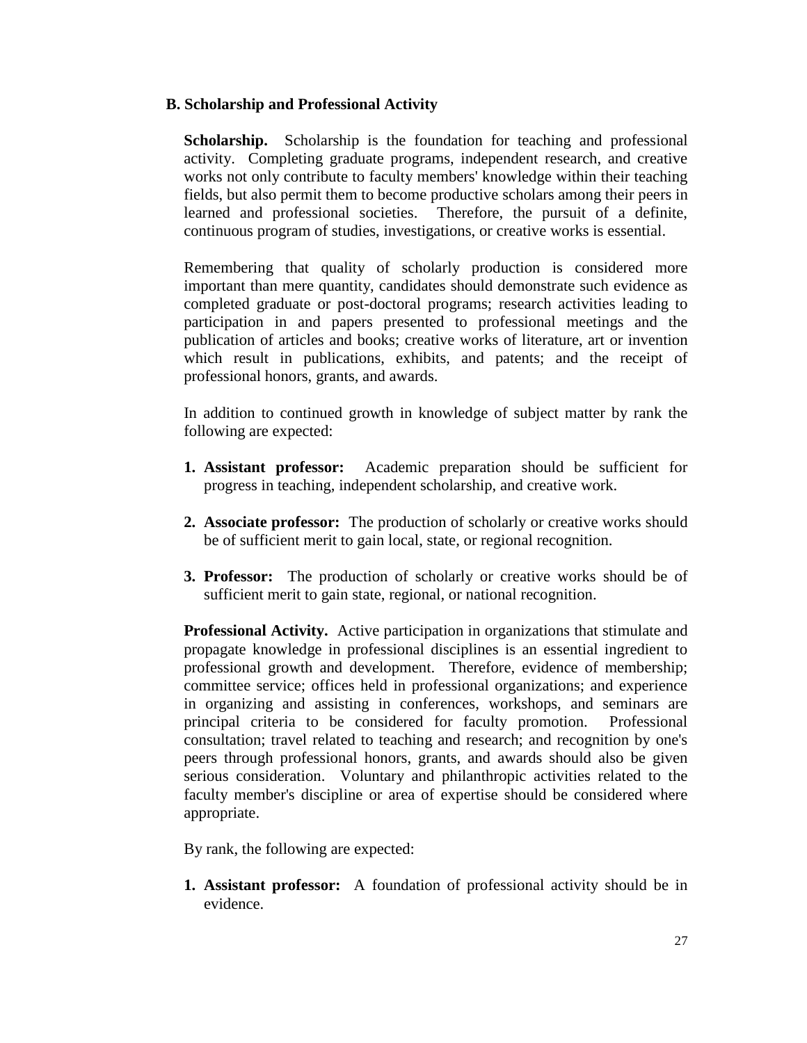### B. Scholarship and Professional Activity

**Scholarship.** Scholarship is the foundation for teaching and professional activity. Completing graduate programs, independent research, and creative works not only contribute to faculty members' knowledge within their teaching fields, but also permit them to become productive scholars among their peers in learned and professional societies. Therefore, the pursuit of a definite, continuous program of studies, investigations, or creative works is essential.

Remembering that quality of scholarly production is considered more important than mere quantity, candidates should demonstrate such evidence as completed graduate or post-doctoral programs; research activities leading to participation in and papers presented to professional meetings and the publication of articles and books; creative works of literature, art or invention which result in publications, exhibits, and patents; and the receipt of professional honors, grants, and awards.

In addition to continued growth in knowledge of subject matter by rank the following are expected:

1. **Assistant professor:** Academic preparation should be sufficient for progress in teaching, independent scholarship, and creative work.

2. **Associate professor:** The production of scholarly or creative works should be of sufficient merit to gain local, state, or regional recognition.

3. **Professor:** The production of scholarly or creative works should be of sufficient merit to gain state, regional, or national recognition.

**Professional Activity.** Active participation in organizations that stimulate and propagate knowledge in professional disciplines is an essential ingredient to professional growth and development. Therefore, evidence of membership; committee service; offices held in professional organizations; and experience in organizing and assisting in conferences, workshops, and seminars are principal criteria to be considered for faculty promotion. Professional consultation; travel related to teaching and research; and recognition by one's peers through professional honors, grants, and awards should also be given serious consideration. Voluntary and philanthropic activities related to the faculty member's discipline or area of expertise should be considered where appropriate.

By rank, the following are expected:

1. **Assistant professor:** A foundation of professional activity should be in evidence.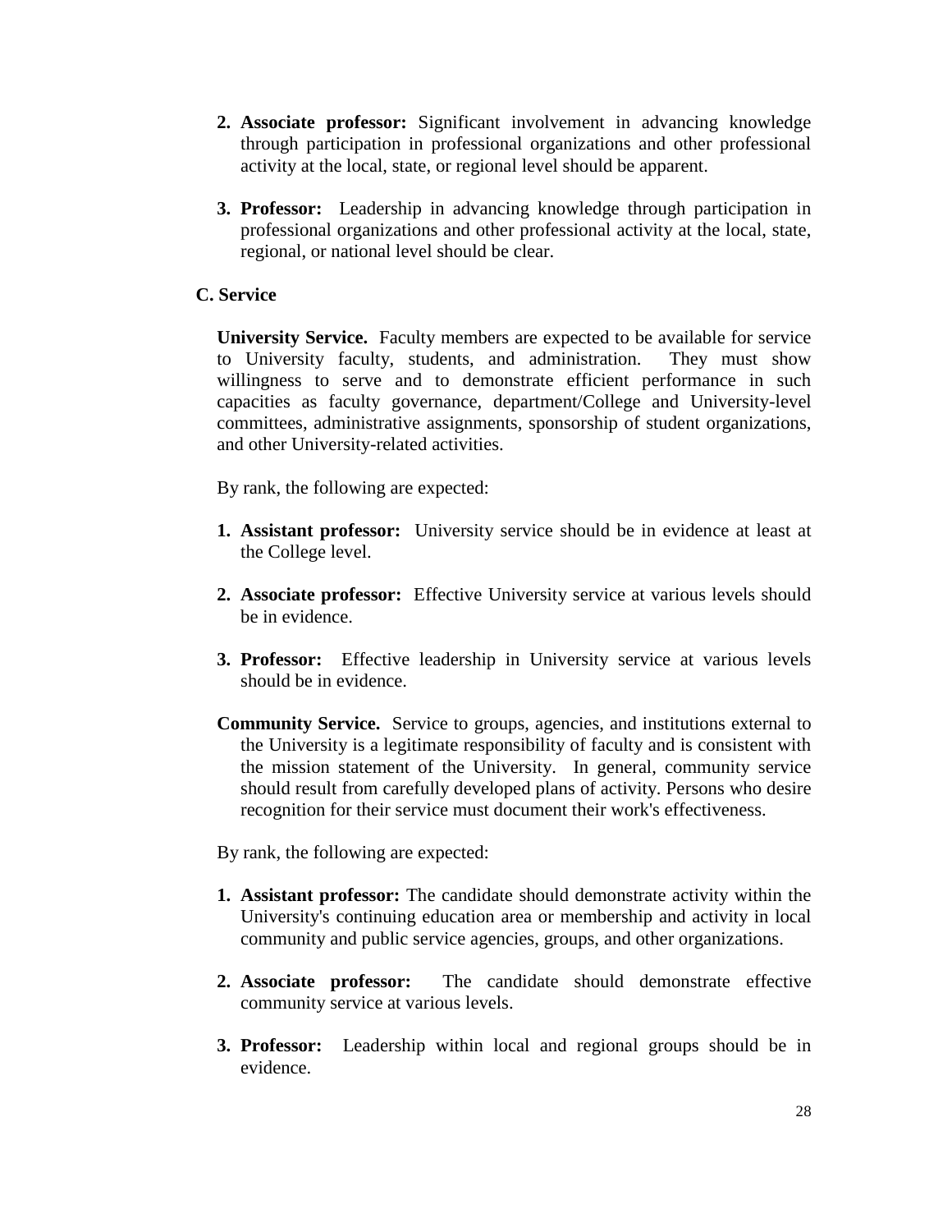2. **Associate professor:** Significant involvement in advancing knowledge through participation in professional organizations and other professional activity at the local, state, or regional level should be apparent.

3. **Professor:** Leadership in advancing knowledge through participation in professional organizations and other professional activity at the local, state, regional, or national level should be clear.

### C. Service

**University Service.** Faculty members are expected to be available for service to University faculty, students, and administration. They must show willingness to serve and to demonstrate efficient performance in such capacities as faculty governance, department/College and University-level committees, administrative assignments, sponsorship of student organizations, and other University-related activities.

By rank, the following are expected:

1. **Assistant professor:** University service should be in evidence at least at the College level.

2. **Associate professor:** Effective University service at various levels should be in evidence.

3. **Professor:** Effective leadership in University service at various levels should be in evidence.

**Community Service.** Service to groups, agencies, and institutions external to the University is a legitimate responsibility of faculty and is consistent with the mission statement of the University. In general, community service should result from carefully developed plans of activity. Persons who desire recognition for their service must document their work's effectiveness.

By rank, the following are expected:

1. **Assistant professor:** The candidate should demonstrate activity within the University's continuing education area or membership and activity in local community and public service agencies, groups, and other organizations.

2. **Associate professor:** The candidate should demonstrate effective community service at various levels.

3. **Professor:** Leadership within local and regional groups should be in evidence.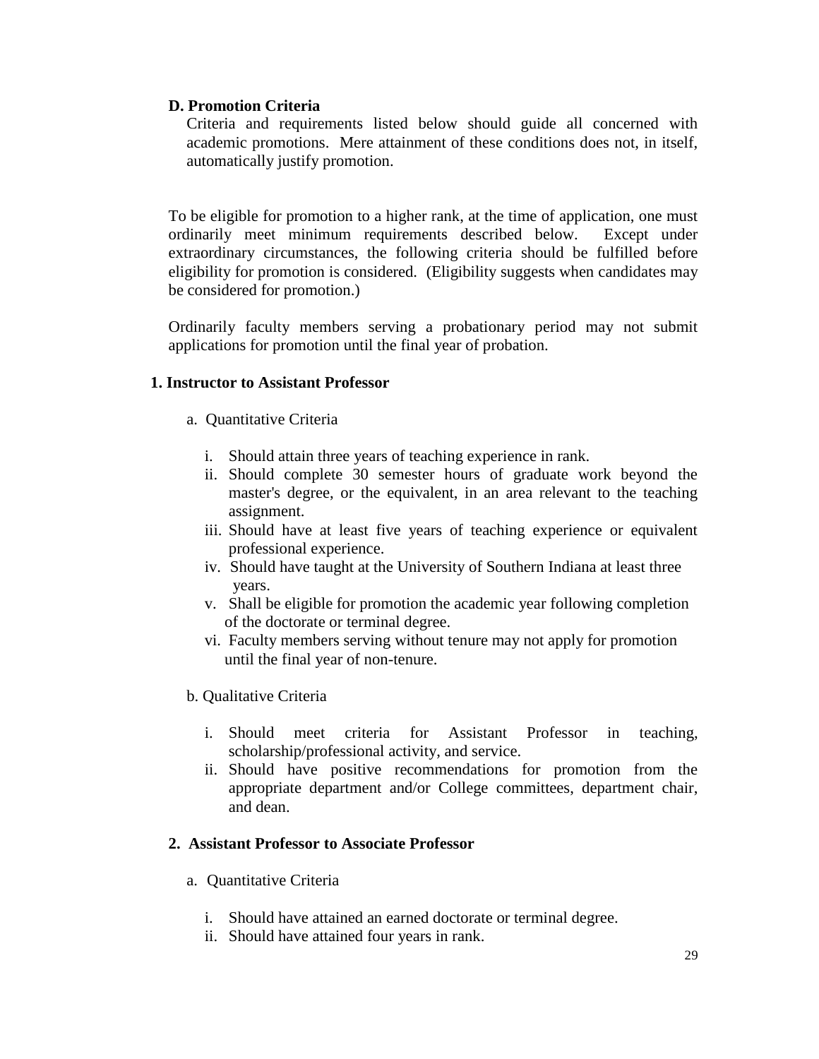### D. Promotion Criteria

Criteria and requirements listed below should guide all concerned with academic promotions. Mere attainment of these conditions does not, in itself, automatically justify promotion.

To be eligible for promotion to a higher rank, at the time of application, one must ordinarily meet minimum requirements described below. Except under extraordinary circumstances, the following criteria should be fulfilled before eligibility for promotion is considered. (Eligibility suggests when candidates may be considered for promotion.)

Ordinarily faculty members serving a probationary period may not submit applications for promotion until the final year of probation.

#### 1. Instructor to Assistant Professor

a. Quantitative Criteria

i. Should attain three years of teaching experience in rank.
ii. Should complete 30 semester hours of graduate work beyond the master's degree, or the equivalent, in an area relevant to the teaching assignment.
iii. Should have at least five years of teaching experience or equivalent professional experience.
iv. Should have taught at the University of Southern Indiana at least three years.
v. Shall be eligible for promotion the academic year following completion of the doctorate or terminal degree.
vi. Faculty members serving without tenure may not apply for promotion until the final year of non-tenure.

b. Qualitative Criteria

i. Should meet criteria for Assistant Professor in teaching, scholarship/professional activity, and service.
ii. Should have positive recommendations for promotion from the appropriate department and/or College committees, department chair, and dean.

#### 2. Assistant Professor to Associate Professor

a. Quantitative Criteria

i. Should have attained an earned doctorate or terminal degree.
ii. Should have attained four years in rank.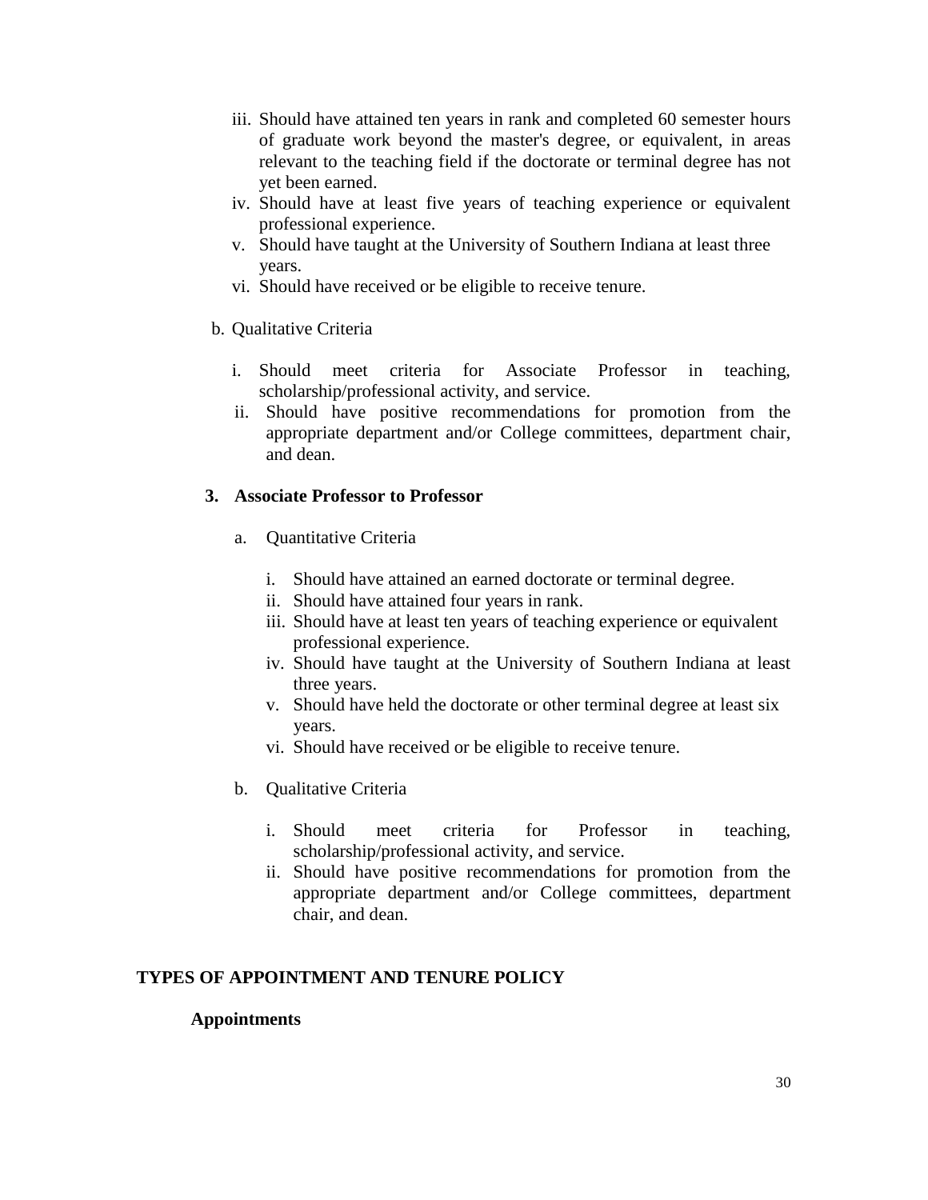iii. Should have attained ten years in rank and completed 60 semester hours of graduate work beyond the master's degree, or equivalent, in areas relevant to the teaching field if the doctorate or terminal degree has not yet been earned.

iv. Should have at least five years of teaching experience or equivalent professional experience.

v. Should have taught at the University of Southern Indiana at least three years.

vi. Should have received or be eligible to receive tenure.

b. Qualitative Criteria

i. Should meet criteria for Associate Professor in teaching, scholarship/professional activity, and service.

ii. Should have positive recommendations for promotion from the appropriate department and/or College committees, department chair, and dean.

**3. Associate Professor to Professor**

a. Quantitative Criteria

i. Should have attained an earned doctorate or terminal degree.

ii. Should have attained four years in rank.

iii. Should have at least ten years of teaching experience or equivalent professional experience.

iv. Should have taught at the University of Southern Indiana at least three years.

v. Should have held the doctorate or other terminal degree at least six years.

vi. Should have received or be eligible to receive tenure.

b. Qualitative Criteria

i. Should meet criteria for Professor in teaching, scholarship/professional activity, and service.

ii. Should have positive recommendations for promotion from the appropriate department and/or College committees, department chair, and dean.

## TYPES OF APPOINTMENT AND TENURE POLICY

### Appointments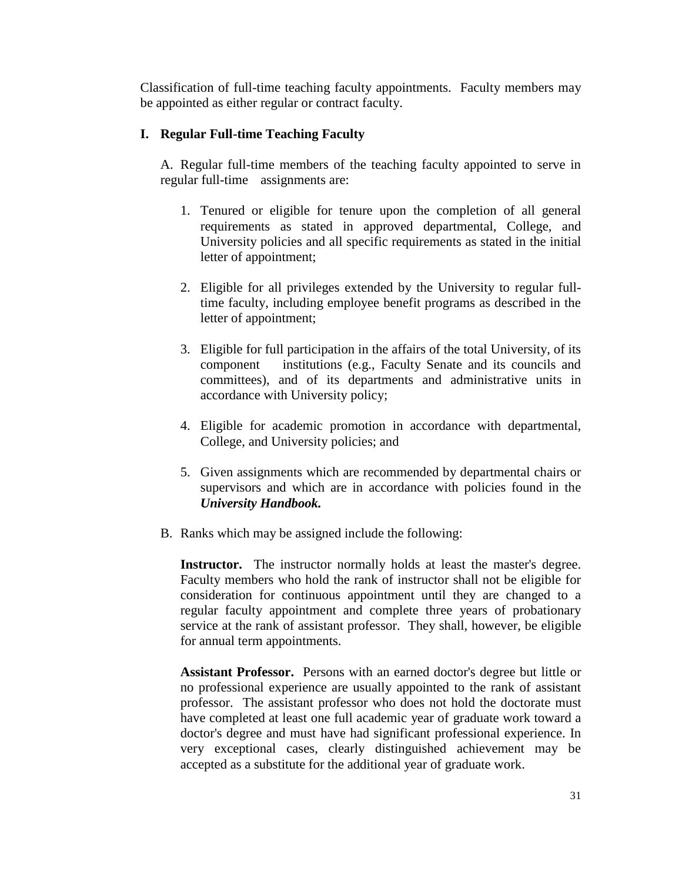Classification of full-time teaching faculty appointments. Faculty members may be appointed as either regular or contract faculty.

## I. Regular Full-time Teaching Faculty

A. Regular full-time members of the teaching faculty appointed to serve in regular full-time assignments are:

1. Tenured or eligible for tenure upon the completion of all general requirements as stated in approved departmental, College, and University policies and all specific requirements as stated in the initial letter of appointment;

2. Eligible for all privileges extended by the University to regular full-time faculty, including employee benefit programs as described in the letter of appointment;

3. Eligible for full participation in the affairs of the total University, of its component institutions (e.g., Faculty Senate and its councils and committees), and of its departments and administrative units in accordance with University policy;

4. Eligible for academic promotion in accordance with departmental, College, and University policies; and

5. Given assignments which are recommended by departmental chairs or supervisors and which are in accordance with policies found in the ***University Handbook.***

B. Ranks which may be assigned include the following:

**Instructor.** The instructor normally holds at least the master's degree. Faculty members who hold the rank of instructor shall not be eligible for consideration for continuous appointment until they are changed to a regular faculty appointment and complete three years of probationary service at the rank of assistant professor. They shall, however, be eligible for annual term appointments.

**Assistant Professor.** Persons with an earned doctor's degree but little or no professional experience are usually appointed to the rank of assistant professor. The assistant professor who does not hold the doctorate must have completed at least one full academic year of graduate work toward a doctor's degree and must have had significant professional experience. In very exceptional cases, clearly distinguished achievement may be accepted as a substitute for the additional year of graduate work.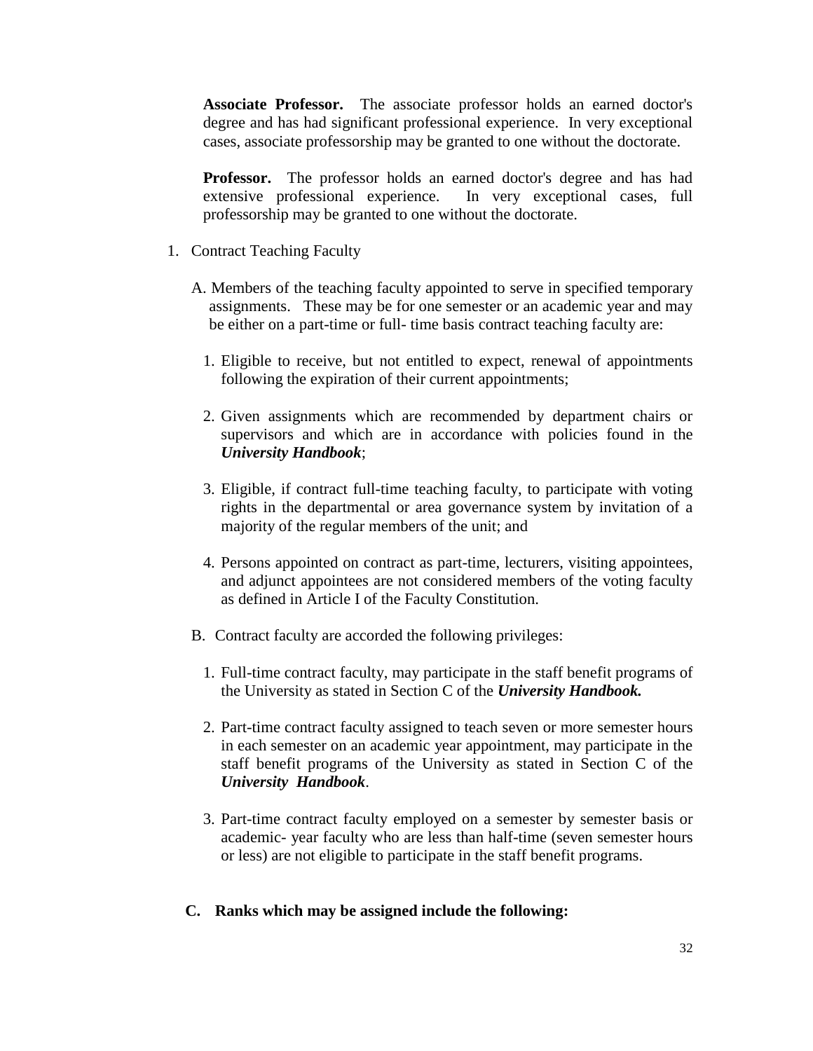**Associate Professor.** The associate professor holds an earned doctor's degree and has had significant professional experience. In very exceptional cases, associate professorship may be granted to one without the doctorate.

**Professor.** The professor holds an earned doctor's degree and has had extensive professional experience. In very exceptional cases, full professorship may be granted to one without the doctorate.

1. Contract Teaching Faculty

   A. Members of the teaching faculty appointed to serve in specified temporary assignments. These may be for one semester or an academic year and may be either on a part-time or full- time basis contract teaching faculty are:

      1. Eligible to receive, but not entitled to expect, renewal of appointments following the expiration of their current appointments;

      2. Given assignments which are recommended by department chairs or supervisors and which are in accordance with policies found in the ***University Handbook***;

      3. Eligible, if contract full-time teaching faculty, to participate with voting rights in the departmental or area governance system by invitation of a majority of the regular members of the unit; and

      4. Persons appointed on contract as part-time, lecturers, visiting appointees, and adjunct appointees are not considered members of the voting faculty as defined in Article I of the Faculty Constitution.

   B. Contract faculty are accorded the following privileges:

      1. Full-time contract faculty, may participate in the staff benefit programs of the University as stated in Section C of the ***University Handbook.***

      2. Part-time contract faculty assigned to teach seven or more semester hours in each semester on an academic year appointment, may participate in the staff benefit programs of the University as stated in Section C of the ***University Handbook***.

      3. Part-time contract faculty employed on a semester by semester basis or academic- year faculty who are less than half-time (seven semester hours or less) are not eligible to participate in the staff benefit programs.

   **C. Ranks which may be assigned include the following:**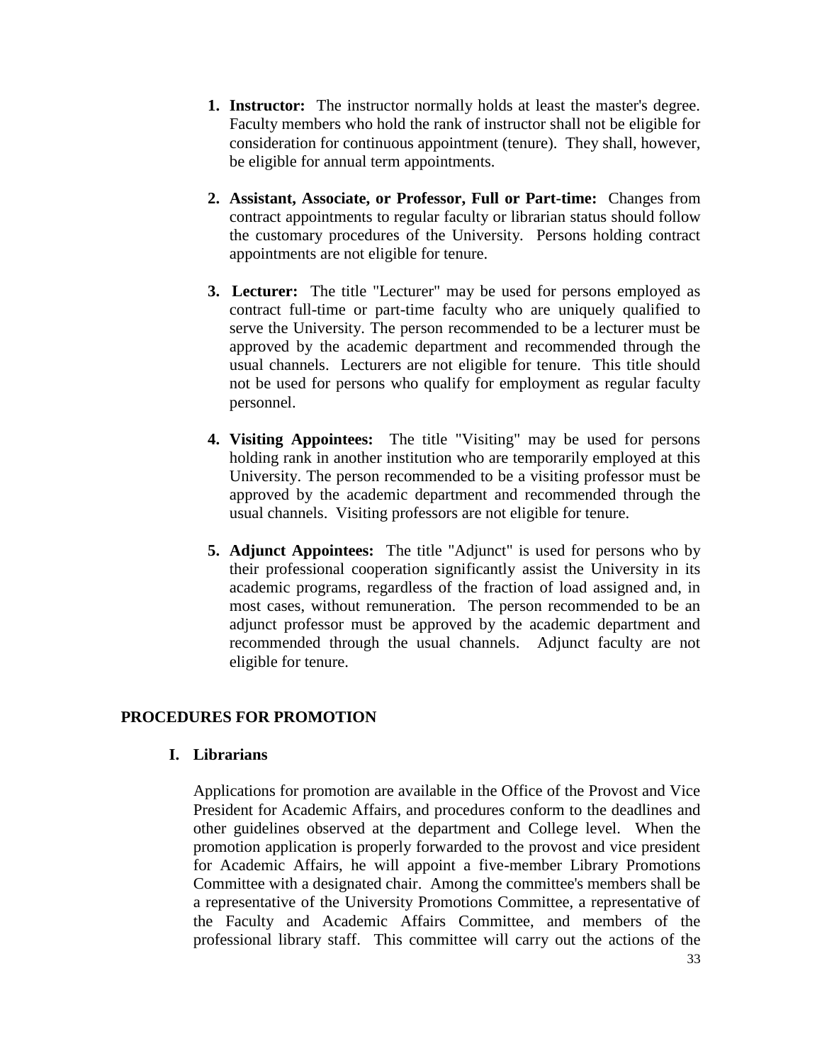1. **Instructor:** The instructor normally holds at least the master's degree. Faculty members who hold the rank of instructor shall not be eligible for consideration for continuous appointment (tenure). They shall, however, be eligible for annual term appointments.

2. **Assistant, Associate, or Professor, Full or Part-time:** Changes from contract appointments to regular faculty or librarian status should follow the customary procedures of the University. Persons holding contract appointments are not eligible for tenure.

3. **Lecturer:** The title "Lecturer" may be used for persons employed as contract full-time or part-time faculty who are uniquely qualified to serve the University. The person recommended to be a lecturer must be approved by the academic department and recommended through the usual channels. Lecturers are not eligible for tenure. This title should not be used for persons who qualify for employment as regular faculty personnel.

4. **Visiting Appointees:** The title "Visiting" may be used for persons holding rank in another institution who are temporarily employed at this University. The person recommended to be a visiting professor must be approved by the academic department and recommended through the usual channels. Visiting professors are not eligible for tenure.

5. **Adjunct Appointees:** The title "Adjunct" is used for persons who by their professional cooperation significantly assist the University in its academic programs, regardless of the fraction of load assigned and, in most cases, without remuneration. The person recommended to be an adjunct professor must be approved by the academic department and recommended through the usual channels. Adjunct faculty are not eligible for tenure.

## PROCEDURES FOR PROMOTION

### I. Librarians

Applications for promotion are available in the Office of the Provost and Vice President for Academic Affairs, and procedures conform to the deadlines and other guidelines observed at the department and College level. When the promotion application is properly forwarded to the provost and vice president for Academic Affairs, he will appoint a five-member Library Promotions Committee with a designated chair. Among the committee's members shall be a representative of the University Promotions Committee, a representative of the Faculty and Academic Affairs Committee, and members of the professional library staff. This committee will carry out the actions of the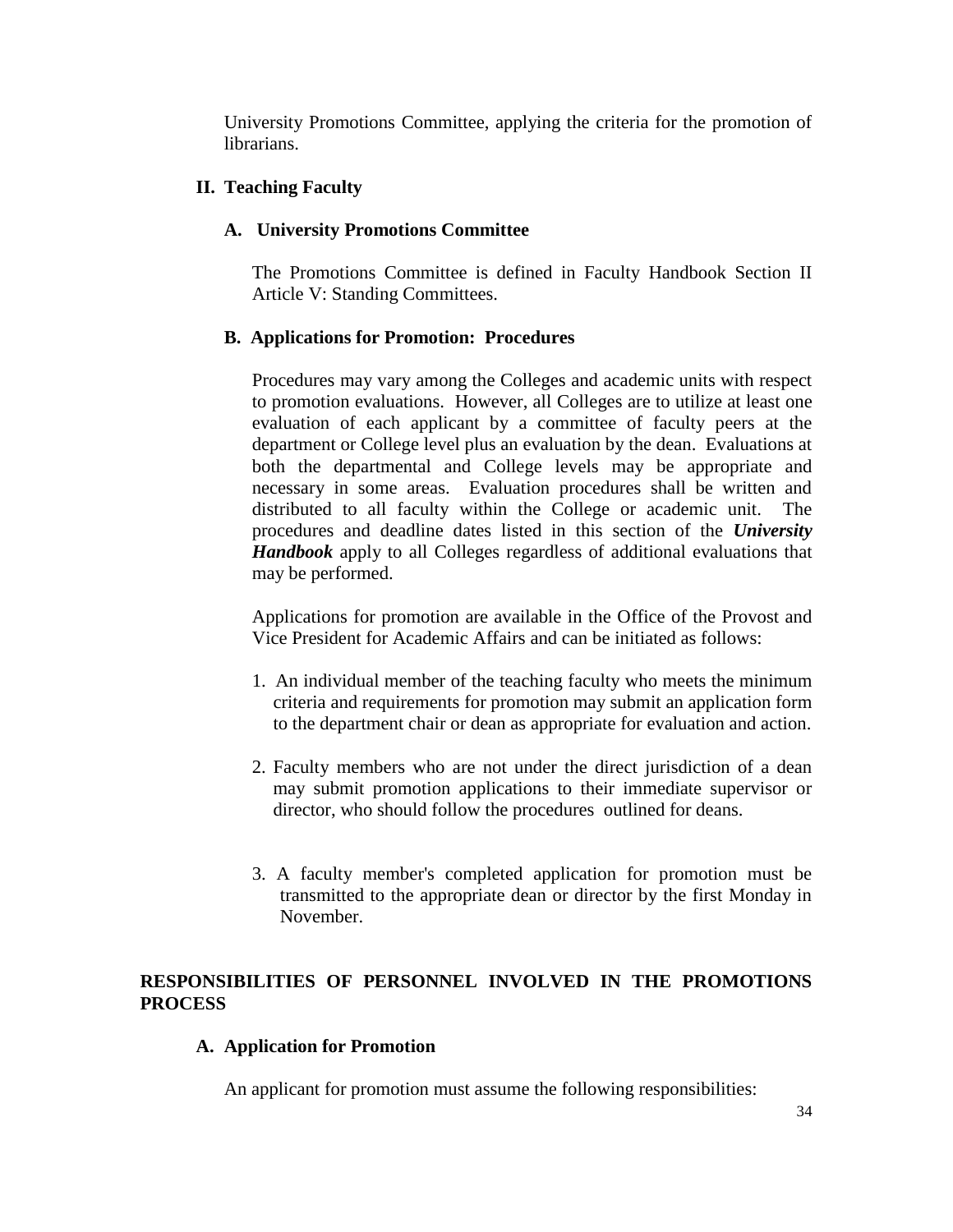University Promotions Committee, applying the criteria for the promotion of librarians.

## II. Teaching Faculty

### A. University Promotions Committee

The Promotions Committee is defined in Faculty Handbook Section II Article V: Standing Committees.

### B. Applications for Promotion: Procedures

Procedures may vary among the Colleges and academic units with respect to promotion evaluations. However, all Colleges are to utilize at least one evaluation of each applicant by a committee of faculty peers at the department or College level plus an evaluation by the dean. Evaluations at both the departmental and College levels may be appropriate and necessary in some areas. Evaluation procedures shall be written and distributed to all faculty within the College or academic unit. The procedures and deadline dates listed in this section of the ***University Handbook*** apply to all Colleges regardless of additional evaluations that may be performed.

Applications for promotion are available in the Office of the Provost and Vice President for Academic Affairs and can be initiated as follows:

1. An individual member of the teaching faculty who meets the minimum criteria and requirements for promotion may submit an application form to the department chair or dean as appropriate for evaluation and action.

2. Faculty members who are not under the direct jurisdiction of a dean may submit promotion applications to their immediate supervisor or director, who should follow the procedures outlined for deans.

3. A faculty member's completed application for promotion must be transmitted to the appropriate dean or director by the first Monday in November.

## RESPONSIBILITIES OF PERSONNEL INVOLVED IN THE PROMOTIONS PROCESS

### A. Application for Promotion

An applicant for promotion must assume the following responsibilities: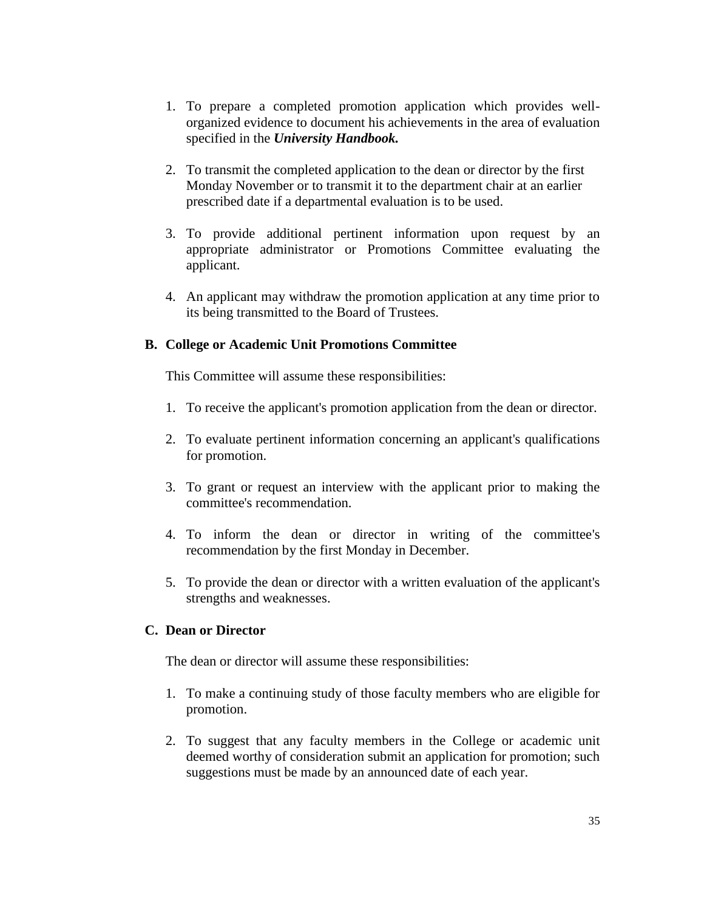1. To prepare a completed promotion application which provides well-organized evidence to document his achievements in the area of evaluation specified in the ***University Handbook.***

2. To transmit the completed application to the dean or director by the first Monday November or to transmit it to the department chair at an earlier prescribed date if a departmental evaluation is to be used.

3. To provide additional pertinent information upon request by an appropriate administrator or Promotions Committee evaluating the applicant.

4. An applicant may withdraw the promotion application at any time prior to its being transmitted to the Board of Trustees.

### B. College or Academic Unit Promotions Committee

This Committee will assume these responsibilities:

1. To receive the applicant's promotion application from the dean or director.

2. To evaluate pertinent information concerning an applicant's qualifications for promotion.

3. To grant or request an interview with the applicant prior to making the committee's recommendation.

4. To inform the dean or director in writing of the committee's recommendation by the first Monday in December.

5. To provide the dean or director with a written evaluation of the applicant's strengths and weaknesses.

### C. Dean or Director

The dean or director will assume these responsibilities:

1. To make a continuing study of those faculty members who are eligible for promotion.

2. To suggest that any faculty members in the College or academic unit deemed worthy of consideration submit an application for promotion; such suggestions must be made by an announced date of each year.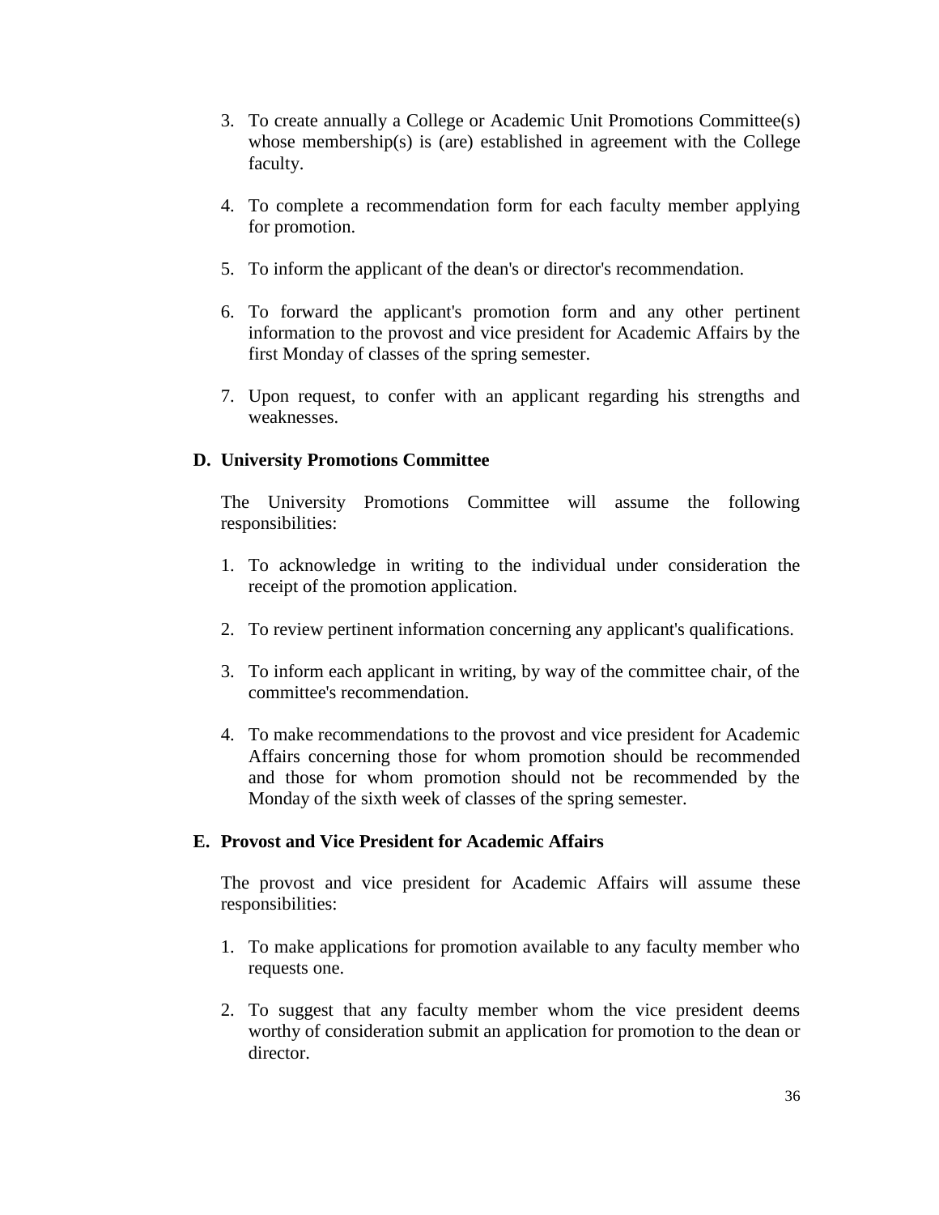3. To create annually a College or Academic Unit Promotions Committee(s) whose membership(s) is (are) established in agreement with the College faculty.

4. To complete a recommendation form for each faculty member applying for promotion.

5. To inform the applicant of the dean's or director's recommendation.

6. To forward the applicant's promotion form and any other pertinent information to the provost and vice president for Academic Affairs by the first Monday of classes of the spring semester.

7. Upon request, to confer with an applicant regarding his strengths and weaknesses.

**D. University Promotions Committee**

The University Promotions Committee will assume the following responsibilities:

1. To acknowledge in writing to the individual under consideration the receipt of the promotion application.

2. To review pertinent information concerning any applicant's qualifications.

3. To inform each applicant in writing, by way of the committee chair, of the committee's recommendation.

4. To make recommendations to the provost and vice president for Academic Affairs concerning those for whom promotion should be recommended and those for whom promotion should not be recommended by the Monday of the sixth week of classes of the spring semester.

**E. Provost and Vice President for Academic Affairs**

The provost and vice president for Academic Affairs will assume these responsibilities:

1. To make applications for promotion available to any faculty member who requests one.

2. To suggest that any faculty member whom the vice president deems worthy of consideration submit an application for promotion to the dean or director.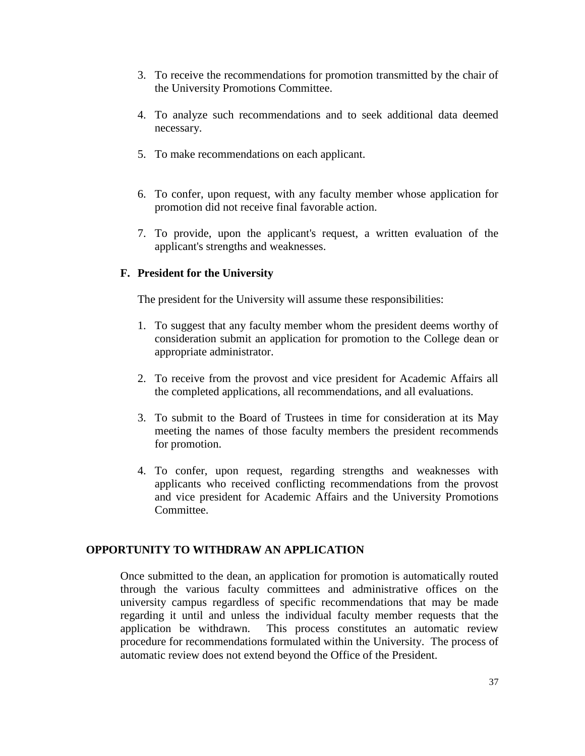3. To receive the recommendations for promotion transmitted by the chair of the University Promotions Committee.

4. To analyze such recommendations and to seek additional data deemed necessary.

5. To make recommendations on each applicant.

6. To confer, upon request, with any faculty member whose application for promotion did not receive final favorable action.

7. To provide, upon the applicant's request, a written evaluation of the applicant's strengths and weaknesses.

### F. President for the University

The president for the University will assume these responsibilities:

1. To suggest that any faculty member whom the president deems worthy of consideration submit an application for promotion to the College dean or appropriate administrator.

2. To receive from the provost and vice president for Academic Affairs all the completed applications, all recommendations, and all evaluations.

3. To submit to the Board of Trustees in time for consideration at its May meeting the names of those faculty members the president recommends for promotion.

4. To confer, upon request, regarding strengths and weaknesses with applicants who received conflicting recommendations from the provost and vice president for Academic Affairs and the University Promotions Committee.

## OPPORTUNITY TO WITHDRAW AN APPLICATION

Once submitted to the dean, an application for promotion is automatically routed through the various faculty committees and administrative offices on the university campus regardless of specific recommendations that may be made regarding it until and unless the individual faculty member requests that the application be withdrawn. This process constitutes an automatic review procedure for recommendations formulated within the University. The process of automatic review does not extend beyond the Office of the President.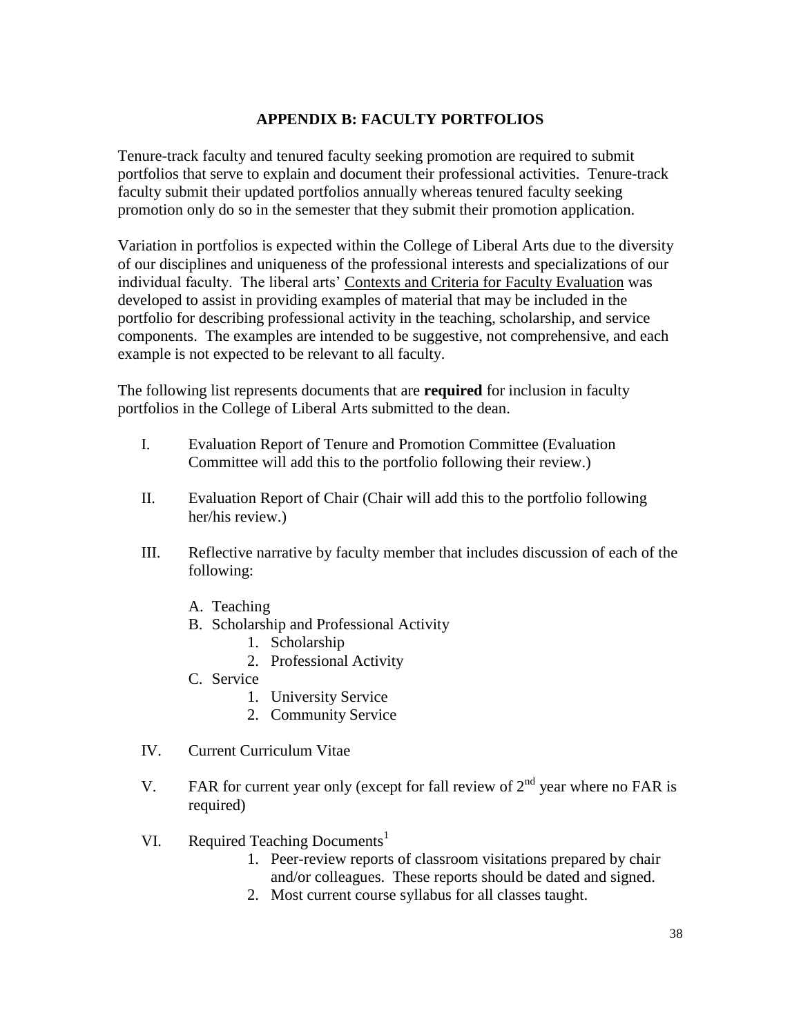## APPENDIX B: FACULTY PORTFOLIOS

Tenure-track faculty and tenured faculty seeking promotion are required to submit portfolios that serve to explain and document their professional activities. Tenure-track faculty submit their updated portfolios annually whereas tenured faculty seeking promotion only do so in the semester that they submit their promotion application.

Variation in portfolios is expected within the College of Liberal Arts due to the diversity of our disciplines and uniqueness of the professional interests and specializations of our individual faculty. The liberal arts' Contexts and Criteria for Faculty Evaluation was developed to assist in providing examples of material that may be included in the portfolio for describing professional activity in the teaching, scholarship, and service components. The examples are intended to be suggestive, not comprehensive, and each example is not expected to be relevant to all faculty.

The following list represents documents that are **required** for inclusion in faculty portfolios in the College of Liberal Arts submitted to the dean.

I. Evaluation Report of Tenure and Promotion Committee (Evaluation Committee will add this to the portfolio following their review.)

II. Evaluation Report of Chair (Chair will add this to the portfolio following her/his review.)

III. Reflective narrative by faculty member that includes discussion of each of the following:

   A. Teaching
   B. Scholarship and Professional Activity
      1. Scholarship
      2. Professional Activity
   C. Service
      1. University Service
      2. Community Service

IV. Current Curriculum Vitae

V. FAR for current year only (except for fall review of 2nd year where no FAR is required)

VI. Required Teaching Documents[1]

   1. Peer-review reports of classroom visitations prepared by chair and/or colleagues. These reports should be dated and signed.
   2. Most current course syllabus for all classes taught.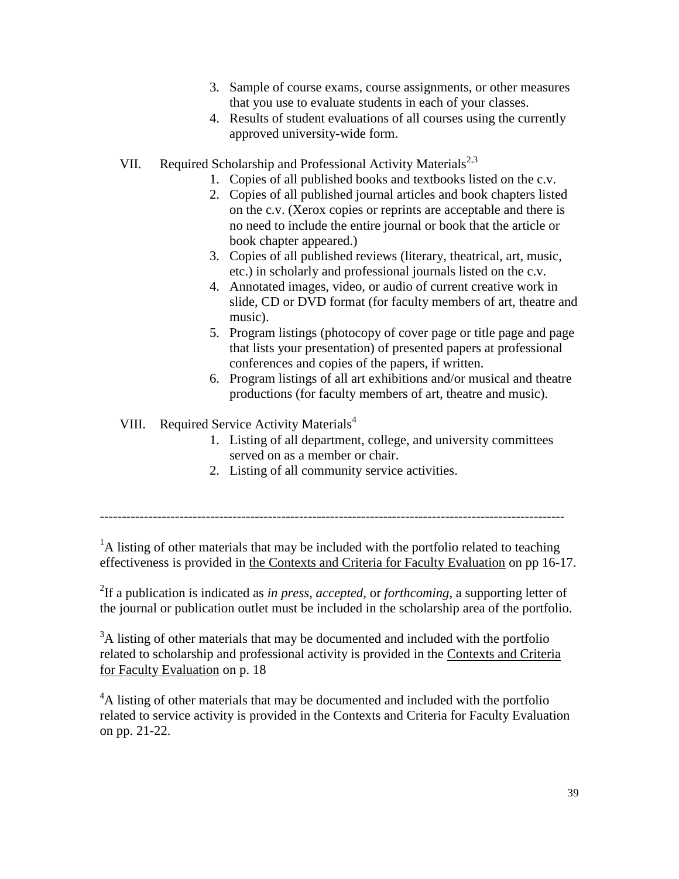3. Sample of course exams, course assignments, or other measures that you use to evaluate students in each of your classes.
4. Results of student evaluations of all courses using the currently approved university-wide form.

VII. Required Scholarship and Professional Activity Materials[2,3]

1. Copies of all published books and textbooks listed on the c.v.
2. Copies of all published journal articles and book chapters listed on the c.v. (Xerox copies or reprints are acceptable and there is no need to include the entire journal or book that the article or book chapter appeared.)
3. Copies of all published reviews (literary, theatrical, art, music, etc.) in scholarly and professional journals listed on the c.v.
4. Annotated images, video, or audio of current creative work in slide, CD or DVD format (for faculty members of art, theatre and music).
5. Program listings (photocopy of cover page or title page and page that lists your presentation) of presented papers at professional conferences and copies of the papers, if written.
6. Program listings of all art exhibitions and/or musical and theatre productions (for faculty members of art, theatre and music).

VIII. Required Service Activity Materials[4]

1. Listing of all department, college, and university committees served on as a member or chair.
2. Listing of all community service activities.

---

[1]A listing of other materials that may be included with the portfolio related to teaching effectiveness is provided in the Contexts and Criteria for Faculty Evaluation on pp 16-17.

[2]If a publication is indicated as *in press*, *accepted*, or *forthcoming*, a supporting letter of the journal or publication outlet must be included in the scholarship area of the portfolio.

[3]A listing of other materials that may be documented and included with the portfolio related to scholarship and professional activity is provided in the Contexts and Criteria for Faculty Evaluation on p. 18

[4]A listing of other materials that may be documented and included with the portfolio related to service activity is provided in the Contexts and Criteria for Faculty Evaluation on pp. 21-22.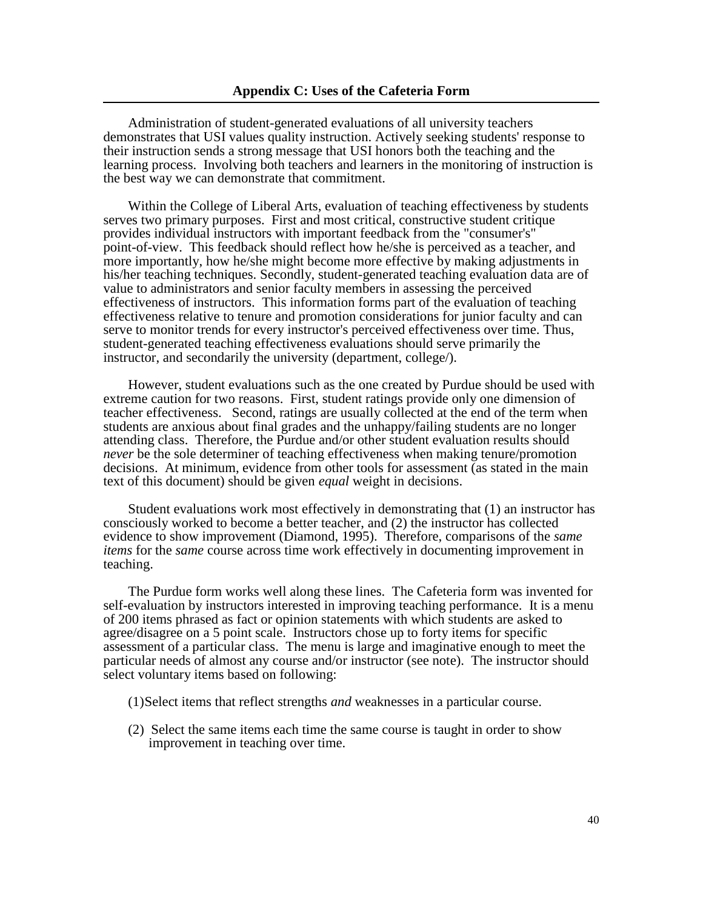## Appendix C: Uses of the Cafeteria Form

Administration of student-generated evaluations of all university teachers demonstrates that USI values quality instruction. Actively seeking students' response to their instruction sends a strong message that USI honors both the teaching and the learning process. Involving both teachers and learners in the monitoring of instruction is the best way we can demonstrate that commitment.

Within the College of Liberal Arts, evaluation of teaching effectiveness by students serves two primary purposes. First and most critical, constructive student critique provides individual instructors with important feedback from the "consumer's" point-of-view. This feedback should reflect how he/she is perceived as a teacher, and more importantly, how he/she might become more effective by making adjustments in his/her teaching techniques. Secondly, student-generated teaching evaluation data are of value to administrators and senior faculty members in assessing the perceived effectiveness of instructors. This information forms part of the evaluation of teaching effectiveness relative to tenure and promotion considerations for junior faculty and can serve to monitor trends for every instructor's perceived effectiveness over time. Thus, student-generated teaching effectiveness evaluations should serve primarily the instructor, and secondarily the university (department, college/).

However, student evaluations such as the one created by Purdue should be used with extreme caution for two reasons. First, student ratings provide only one dimension of teacher effectiveness. Second, ratings are usually collected at the end of the term when students are anxious about final grades and the unhappy/failing students are no longer attending class. Therefore, the Purdue and/or other student evaluation results should *never* be the sole determiner of teaching effectiveness when making tenure/promotion decisions. At minimum, evidence from other tools for assessment (as stated in the main text of this document) should be given *equal* weight in decisions.

Student evaluations work most effectively in demonstrating that (1) an instructor has consciously worked to become a better teacher, and (2) the instructor has collected evidence to show improvement (Diamond, 1995). Therefore, comparisons of the *same items* for the *same* course across time work effectively in documenting improvement in teaching.

The Purdue form works well along these lines. The Cafeteria form was invented for self-evaluation by instructors interested in improving teaching performance. It is a menu of 200 items phrased as fact or opinion statements with which students are asked to agree/disagree on a 5 point scale. Instructors chose up to forty items for specific assessment of a particular class. The menu is large and imaginative enough to meet the particular needs of almost any course and/or instructor (see note). The instructor should select voluntary items based on following:

(1) Select items that reflect strengths *and* weaknesses in a particular course.

(2) Select the same items each time the same course is taught in order to show improvement in teaching over time.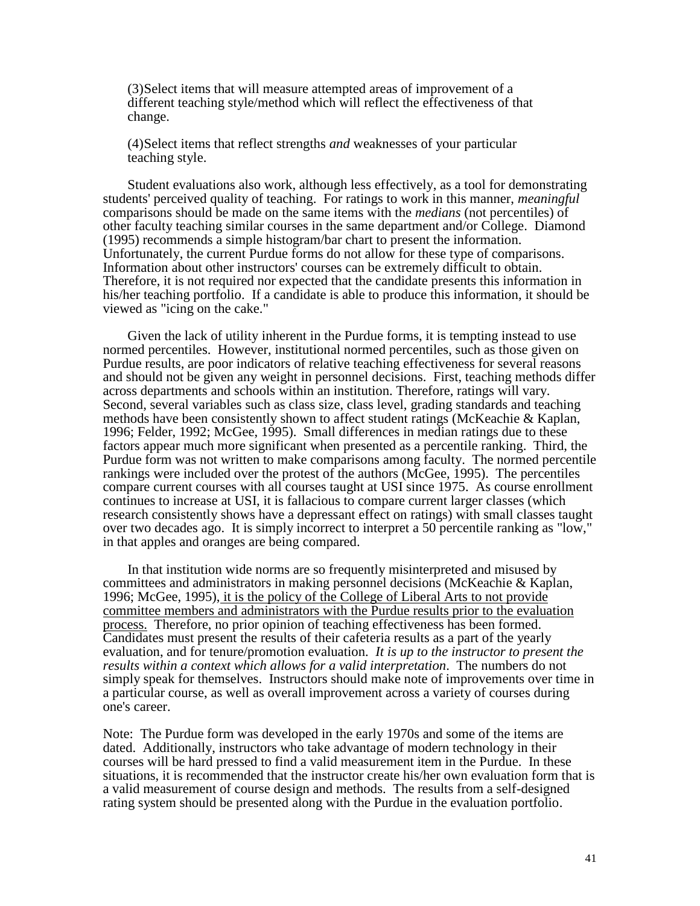(3)Select items that will measure attempted areas of improvement of a different teaching style/method which will reflect the effectiveness of that change.

(4)Select items that reflect strengths *and* weaknesses of your particular teaching style.

Student evaluations also work, although less effectively, as a tool for demonstrating students' perceived quality of teaching. For ratings to work in this manner, *meaningful* comparisons should be made on the same items with the *medians* (not percentiles) of other faculty teaching similar courses in the same department and/or College. Diamond (1995) recommends a simple histogram/bar chart to present the information. Unfortunately, the current Purdue forms do not allow for these type of comparisons. Information about other instructors' courses can be extremely difficult to obtain. Therefore, it is not required nor expected that the candidate presents this information in his/her teaching portfolio. If a candidate is able to produce this information, it should be viewed as "icing on the cake."

Given the lack of utility inherent in the Purdue forms, it is tempting instead to use normed percentiles. However, institutional normed percentiles, such as those given on Purdue results, are poor indicators of relative teaching effectiveness for several reasons and should not be given any weight in personnel decisions. First, teaching methods differ across departments and schools within an institution. Therefore, ratings will vary. Second, several variables such as class size, class level, grading standards and teaching methods have been consistently shown to affect student ratings (McKeachie & Kaplan, 1996; Felder, 1992; McGee, 1995). Small differences in median ratings due to these factors appear much more significant when presented as a percentile ranking. Third, the Purdue form was not written to make comparisons among faculty. The normed percentile rankings were included over the protest of the authors (McGee, 1995). The percentiles compare current courses with all courses taught at USI since 1975. As course enrollment continues to increase at USI, it is fallacious to compare current larger classes (which research consistently shows have a depressant effect on ratings) with small classes taught over two decades ago. It is simply incorrect to interpret a 50 percentile ranking as "low," in that apples and oranges are being compared.

In that institution wide norms are so frequently misinterpreted and misused by committees and administrators in making personnel decisions (McKeachie & Kaplan, 1996; McGee, 1995), <u>it is the policy of the College of Liberal Arts to not provide committee members and administrators with the Purdue results prior to the evaluation process.</u> Therefore, no prior opinion of teaching effectiveness has been formed. Candidates must present the results of their cafeteria results as a part of the yearly evaluation, and for tenure/promotion evaluation. *It is up to the instructor to present the results within a context which allows for a valid interpretation*. The numbers do not simply speak for themselves. Instructors should make note of improvements over time in a particular course, as well as overall improvement across a variety of courses during one's career.

Note: The Purdue form was developed in the early 1970s and some of the items are dated. Additionally, instructors who take advantage of modern technology in their courses will be hard pressed to find a valid measurement item in the Purdue. In these situations, it is recommended that the instructor create his/her own evaluation form that is a valid measurement of course design and methods. The results from a self-designed rating system should be presented along with the Purdue in the evaluation portfolio.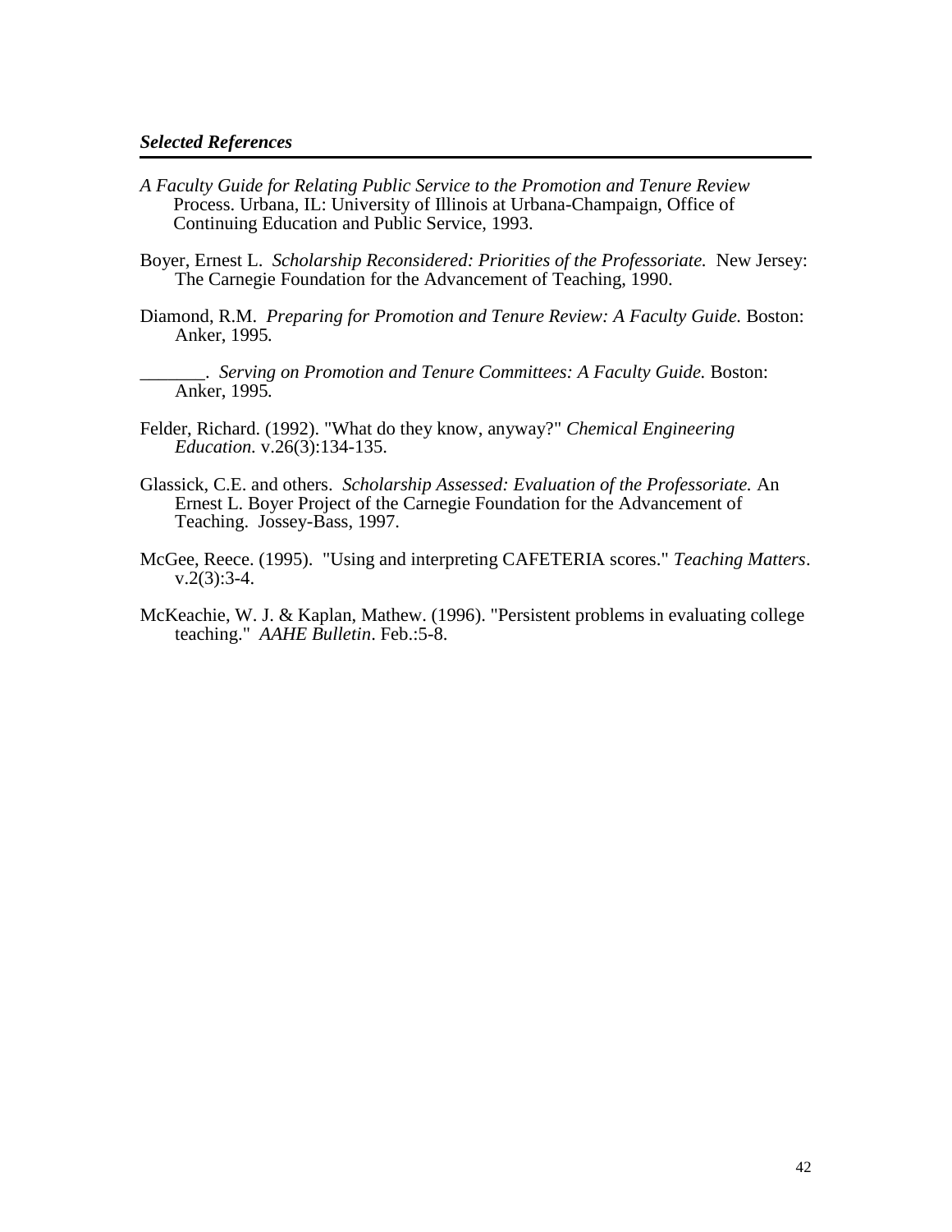### *Selected References*

*A Faculty Guide for Relating Public Service to the Promotion and Tenure Review* Process. Urbana, IL: University of Illinois at Urbana-Champaign, Office of Continuing Education and Public Service, 1993.

Boyer, Ernest L. *Scholarship Reconsidered: Priorities of the Professoriate.* New Jersey: The Carnegie Foundation for the Advancement of Teaching, 1990.

Diamond, R.M. *Preparing for Promotion and Tenure Review: A Faculty Guide.* Boston: Anker, 1995.

_______. *Serving on Promotion and Tenure Committees: A Faculty Guide.* Boston: Anker, 1995.

Felder, Richard. (1992). "What do they know, anyway?" *Chemical Engineering Education.* v.26(3):134-135.

Glassick, C.E. and others. *Scholarship Assessed: Evaluation of the Professoriate.* An Ernest L. Boyer Project of the Carnegie Foundation for the Advancement of Teaching. Jossey-Bass, 1997.

McGee, Reece. (1995). "Using and interpreting CAFETERIA scores." *Teaching Matters*. v.2(3):3-4.

McKeachie, W. J. & Kaplan, Mathew. (1996). "Persistent problems in evaluating college teaching." *AAHE Bulletin*. Feb.:5-8.